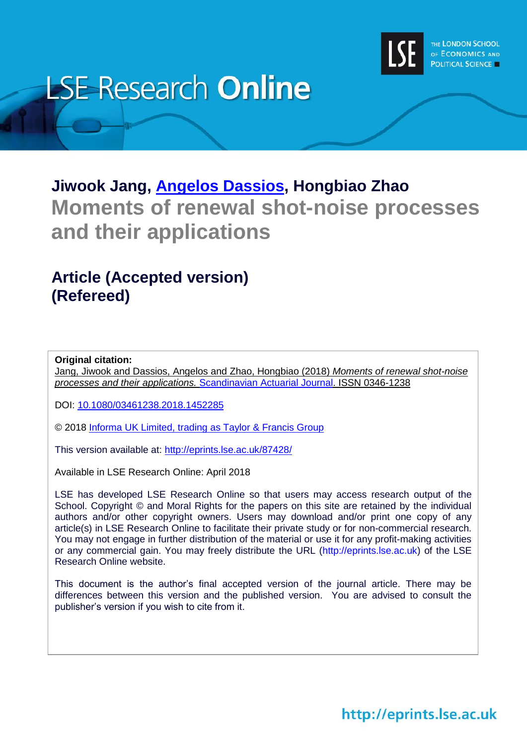LSE Research Online

THE LONDON SCHOOL OF ECONOMICS AND POLITICAL SCIENCE

**Jiwook Jang, Angelos Dassios, Hongbiao Zhao**

# Moments of renewal shot-noise processes and their applications

## Article (Accepted version) (Refereed)

**Original citation:**
Jang, Jiwook and Dassios, Angelos and Zhao, Hongbiao (2018) *Moments of renewal shot-noise processes and their applications.* Scandinavian Actuarial Journal. ISSN 0346-1238

DOI: 10.1080/03461238.2018.1452285

© 2018 Informa UK Limited, trading as Taylor & Francis Group

This version available at: http://eprints.lse.ac.uk/87428/

Available in LSE Research Online: April 2018

LSE has developed LSE Research Online so that users may access research output of the School. Copyright © and Moral Rights for the papers on this site are retained by the individual authors and/or other copyright owners. Users may download and/or print one copy of any article(s) in LSE Research Online to facilitate their private study or for non-commercial research. You may not engage in further distribution of the material or use it for any profit-making activities or any commercial gain. You may freely distribute the URL (http://eprints.lse.ac.uk) of the LSE Research Online website.

This document is the author's final accepted version of the journal article. There may be differences between this version and the published version. You are advised to consult the publisher's version if you wish to cite from it.

http://eprints.lse.ac.uk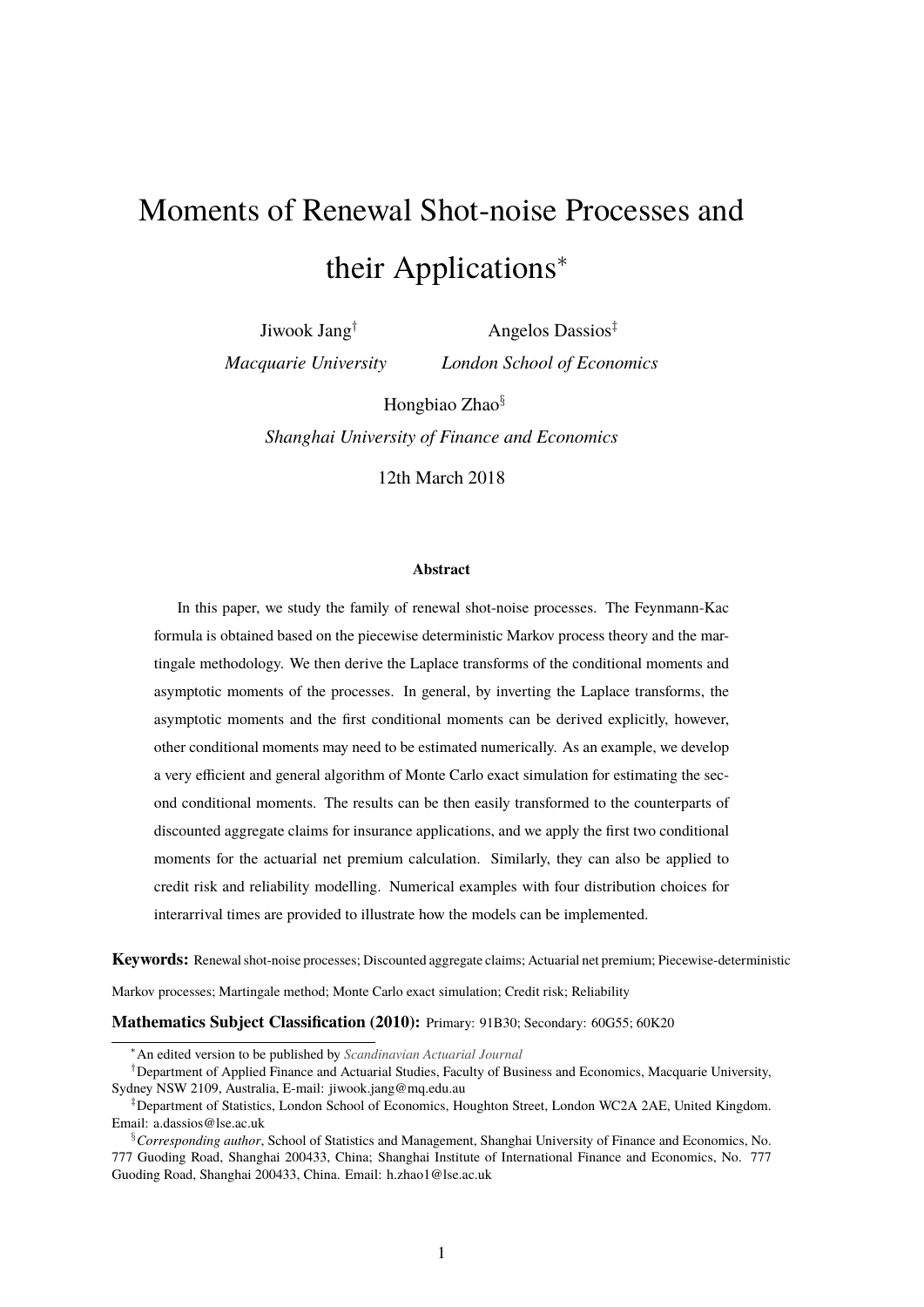# Moments of Renewal Shot-noise Processes and their Applications*

Jiwook Jang† — *Macquarie University*

Angelos Dassios‡ — *London School of Economics*

Hongbiao Zhao§ — *Shanghai University of Finance and Economics*

12th March 2018

**Abstract**

In this paper, we study the family of renewal shot-noise processes. The Feynmann-Kac formula is obtained based on the piecewise deterministic Markov process theory and the martingale methodology. We then derive the Laplace transforms of the conditional moments and asymptotic moments of the processes. In general, by inverting the Laplace transforms, the asymptotic moments and the first conditional moments can be derived explicitly, however, other conditional moments may need to be estimated numerically. As an example, we develop a very efficient and general algorithm of Monte Carlo exact simulation for estimating the second conditional moments. The results can be then easily transformed to the counterparts of discounted aggregate claims for insurance applications, and we apply the first two conditional moments for the actuarial net premium calculation. Similarly, they can also be applied to credit risk and reliability modelling. Numerical examples with four distribution choices for interarrival times are provided to illustrate how the models can be implemented.

**Keywords:** Renewal shot-noise processes; Discounted aggregate claims; Actuarial net premium; Piecewise-deterministic Markov processes; Martingale method; Monte Carlo exact simulation; Credit risk; Reliability

**Mathematics Subject Classification (2010):** Primary: 91B30; Secondary: 60G55; 60K20

---

*An edited version to be published by *Scandinavian Actuarial Journal*

†Department of Applied Finance and Actuarial Studies, Faculty of Business and Economics, Macquarie University, Sydney NSW 2109, Australia, E-mail: jiwook.jang@mq.edu.au

‡Department of Statistics, London School of Economics, Houghton Street, London WC2A 2AE, United Kingdom. Email: a.dassios@lse.ac.uk

§*Corresponding author*, School of Statistics and Management, Shanghai University of Finance and Economics, No. 777 Guoding Road, Shanghai 200433, China; Shanghai Institute of International Finance and Economics, No. 777 Guoding Road, Shanghai 200433, China. Email: h.zhao1@lse.ac.uk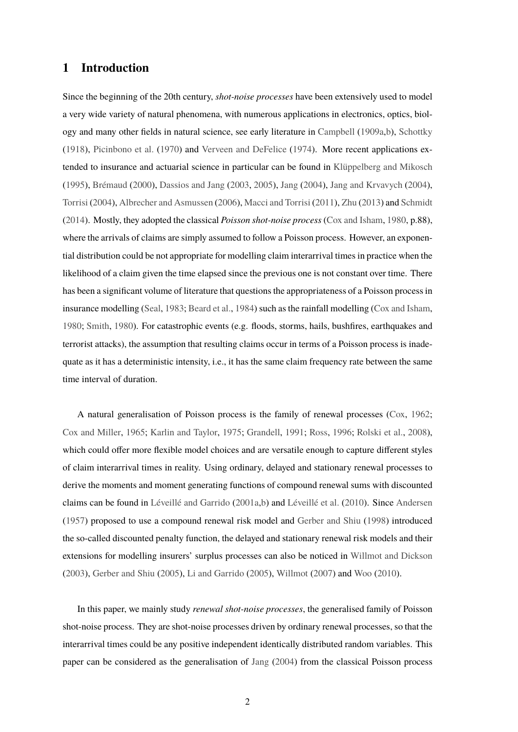## 1 Introduction

Since the beginning of the 20th century, *shot-noise processes* have been extensively used to model a very wide variety of natural phenomena, with numerous applications in electronics, optics, biology and many other fields in natural science, see early literature in Campbell (1909a,b), Schottky (1918), Picinbono et al. (1970) and Verveen and DeFelice (1974). More recent applications extended to insurance and actuarial science in particular can be found in Klüppelberg and Mikosch (1995), Brémaud (2000), Dassios and Jang (2003, 2005), Jang (2004), Jang and Krvavych (2004), Torrisi (2004), Albrecher and Asmussen (2006), Macci and Torrisi (2011), Zhu (2013) and Schmidt (2014). Mostly, they adopted the classical *Poisson shot-noise process* (Cox and Isham, 1980, p.88), where the arrivals of claims are simply assumed to follow a Poisson process. However, an exponential distribution could be not appropriate for modelling claim interarrival times in practice when the likelihood of a claim given the time elapsed since the previous one is not constant over time. There has been a significant volume of literature that questions the appropriateness of a Poisson process in insurance modelling (Seal, 1983; Beard et al., 1984) such as the rainfall modelling (Cox and Isham, 1980; Smith, 1980). For catastrophic events (e.g. floods, storms, hails, bushfires, earthquakes and terrorist attacks), the assumption that resulting claims occur in terms of a Poisson process is inadequate as it has a deterministic intensity, i.e., it has the same claim frequency rate between the same time interval of duration.

A natural generalisation of Poisson process is the family of renewal processes (Cox, 1962; Cox and Miller, 1965; Karlin and Taylor, 1975; Grandell, 1991; Ross, 1996; Rolski et al., 2008), which could offer more flexible model choices and are versatile enough to capture different styles of claim interarrival times in reality. Using ordinary, delayed and stationary renewal processes to derive the moments and moment generating functions of compound renewal sums with discounted claims can be found in Léveillé and Garrido (2001a,b) and Léveillé et al. (2010). Since Andersen (1957) proposed to use a compound renewal risk model and Gerber and Shiu (1998) introduced the so-called discounted penalty function, the delayed and stationary renewal risk models and their extensions for modelling insurers' surplus processes can also be noticed in Willmot and Dickson (2003), Gerber and Shiu (2005), Li and Garrido (2005), Willmot (2007) and Woo (2010).

In this paper, we mainly study *renewal shot-noise processes*, the generalised family of Poisson shot-noise process. They are shot-noise processes driven by ordinary renewal processes, so that the interarrival times could be any positive independent identically distributed random variables. This paper can be considered as the generalisation of Jang (2004) from the classical Poisson process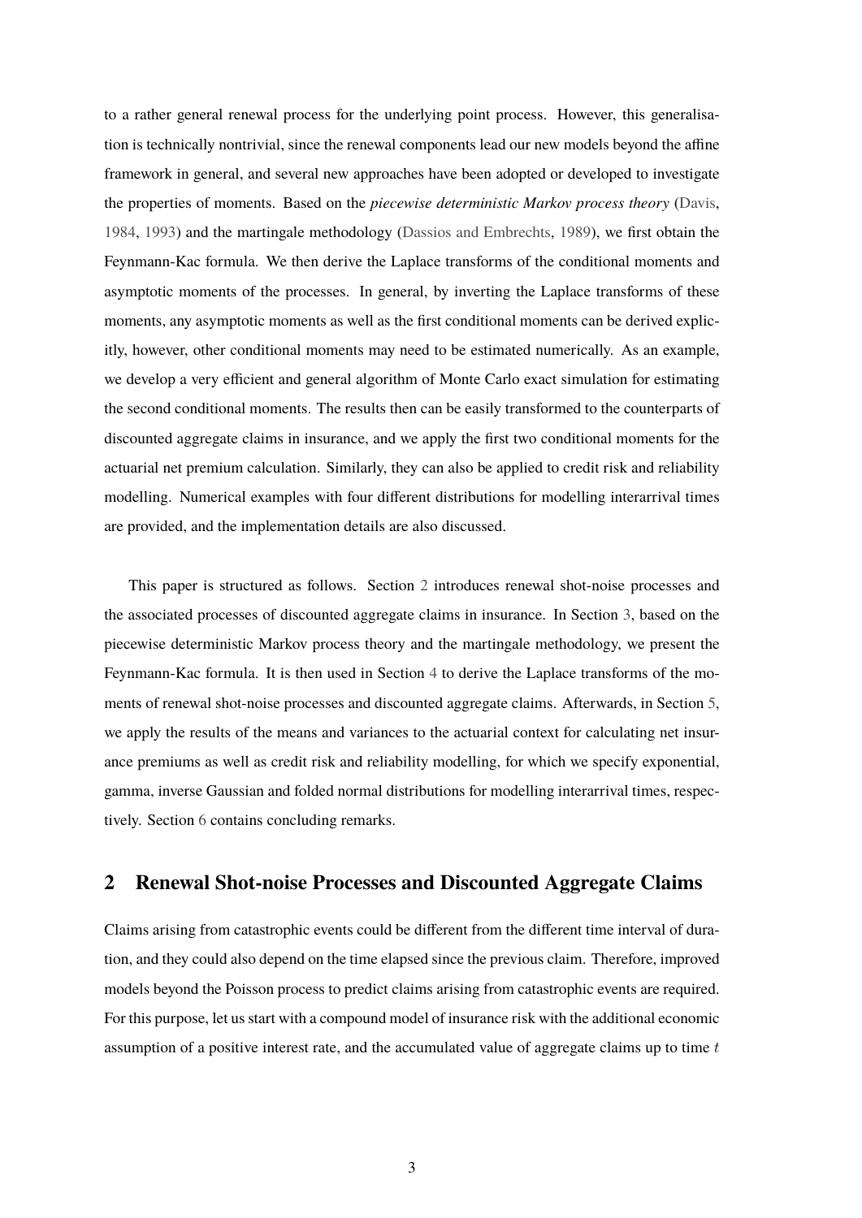to a rather general renewal process for the underlying point process. However, this generalisation is technically nontrivial, since the renewal components lead our new models beyond the affine framework in general, and several new approaches have been adopted or developed to investigate the properties of moments. Based on the *piecewise deterministic Markov process theory* (Davis, 1984, 1993) and the martingale methodology (Dassios and Embrechts, 1989), we first obtain the Feynmann-Kac formula. We then derive the Laplace transforms of the conditional moments and asymptotic moments of the processes. In general, by inverting the Laplace transforms of these moments, any asymptotic moments as well as the first conditional moments can be derived explicitly, however, other conditional moments may need to be estimated numerically. As an example, we develop a very efficient and general algorithm of Monte Carlo exact simulation for estimating the second conditional moments. The results then can be easily transformed to the counterparts of discounted aggregate claims in insurance, and we apply the first two conditional moments for the actuarial net premium calculation. Similarly, they can also be applied to credit risk and reliability modelling. Numerical examples with four different distributions for modelling interarrival times are provided, and the implementation details are also discussed.

This paper is structured as follows. Section 2 introduces renewal shot-noise processes and the associated processes of discounted aggregate claims in insurance. In Section 3, based on the piecewise deterministic Markov process theory and the martingale methodology, we present the Feynmann-Kac formula. It is then used in Section 4 to derive the Laplace transforms of the moments of renewal shot-noise processes and discounted aggregate claims. Afterwards, in Section 5, we apply the results of the means and variances to the actuarial context for calculating net insurance premiums as well as credit risk and reliability modelling, for which we specify exponential, gamma, inverse Gaussian and folded normal distributions for modelling interarrival times, respectively. Section 6 contains concluding remarks.

## 2 Renewal Shot-noise Processes and Discounted Aggregate Claims

Claims arising from catastrophic events could be different from the different time interval of duration, and they could also depend on the time elapsed since the previous claim. Therefore, improved models beyond the Poisson process to predict claims arising from catastrophic events are required. For this purpose, let us start with a compound model of insurance risk with the additional economic assumption of a positive interest rate, and the accumulated value of aggregate claims up to time $t$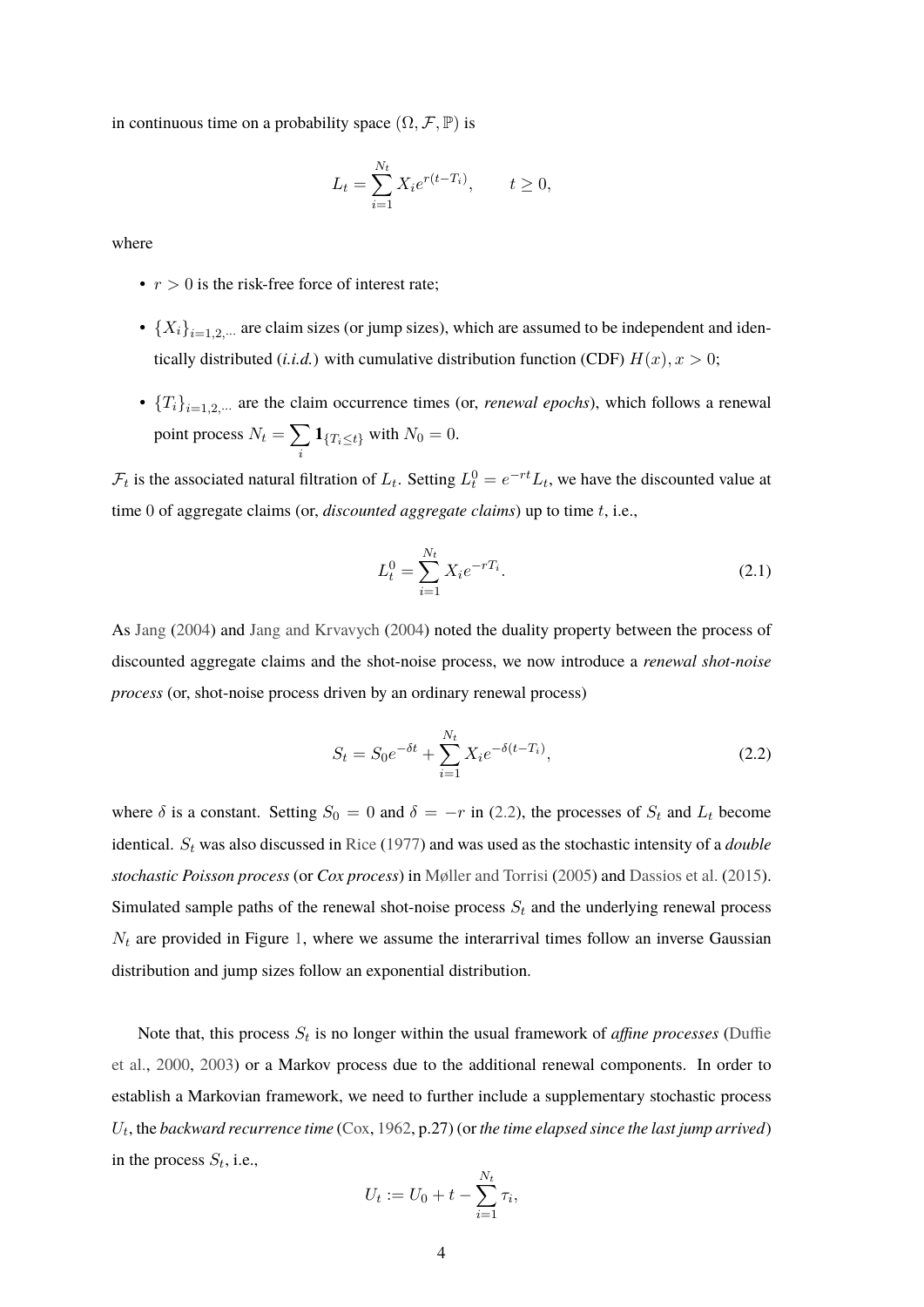in continuous time on a probability space $(\Omega, \mathcal{F}, \mathbb{P})$ is

$$L_t = \sum_{i=1}^{N_t} X_i e^{r(t-T_i)}, \qquad t \geq 0,$$

where

- $r > 0$ is the risk-free force of interest rate;
- $\{X_i\}_{i=1,2,\cdots}$ are claim sizes (or jump sizes), which are assumed to be independent and identically distributed (*i.i.d.*) with cumulative distribution function (CDF) $H(x), x > 0$;
- $\{T_i\}_{i=1,2,\cdots}$ are the claim occurrence times (or, *renewal epochs*), which follows a renewal point process $N_t = \sum_i \mathbf{1}_{\{T_i \leq t\}}$ with $N_0 = 0$.

$\mathcal{F}_t$ is the associated natural filtration of $L_t$. Setting $L_t^0 = e^{-rt} L_t$, we have the discounted value at time 0 of aggregate claims (or, *discounted aggregate claims*) up to time $t$, i.e.,

$$L_t^0 = \sum_{i=1}^{N_t} X_i e^{-rT_i}. \tag{2.1}$$

As Jang (2004) and Jang and Krvavych (2004) noted the duality property between the process of discounted aggregate claims and the shot-noise process, we now introduce a *renewal shot-noise process* (or, shot-noise process driven by an ordinary renewal process)

$$S_t = S_0 e^{-\delta t} + \sum_{i=1}^{N_t} X_i e^{-\delta(t-T_i)}, \tag{2.2}$$

where $\delta$ is a constant. Setting $S_0 = 0$ and $\delta = -r$ in (2.2), the processes of $S_t$ and $L_t$ become identical. $S_t$ was also discussed in Rice (1977) and was used as the stochastic intensity of a *double stochastic Poisson process* (or *Cox process*) in Møller and Torrisi (2005) and Dassios et al. (2015). Simulated sample paths of the renewal shot-noise process $S_t$ and the underlying renewal process $N_t$ are provided in Figure 1, where we assume the interarrival times follow an inverse Gaussian distribution and jump sizes follow an exponential distribution.

Note that, this process $S_t$ is no longer within the usual framework of *affine processes* (Duffie et al., 2000, 2003) or a Markov process due to the additional renewal components. In order to establish a Markovian framework, we need to further include a supplementary stochastic process $U_t$, the *backward recurrence time* (Cox, 1962, p.27) (or *the time elapsed since the last jump arrived*) in the process $S_t$, i.e.,

$$U_t := U_0 + t - \sum_{i=1}^{N_t} \tau_i,$$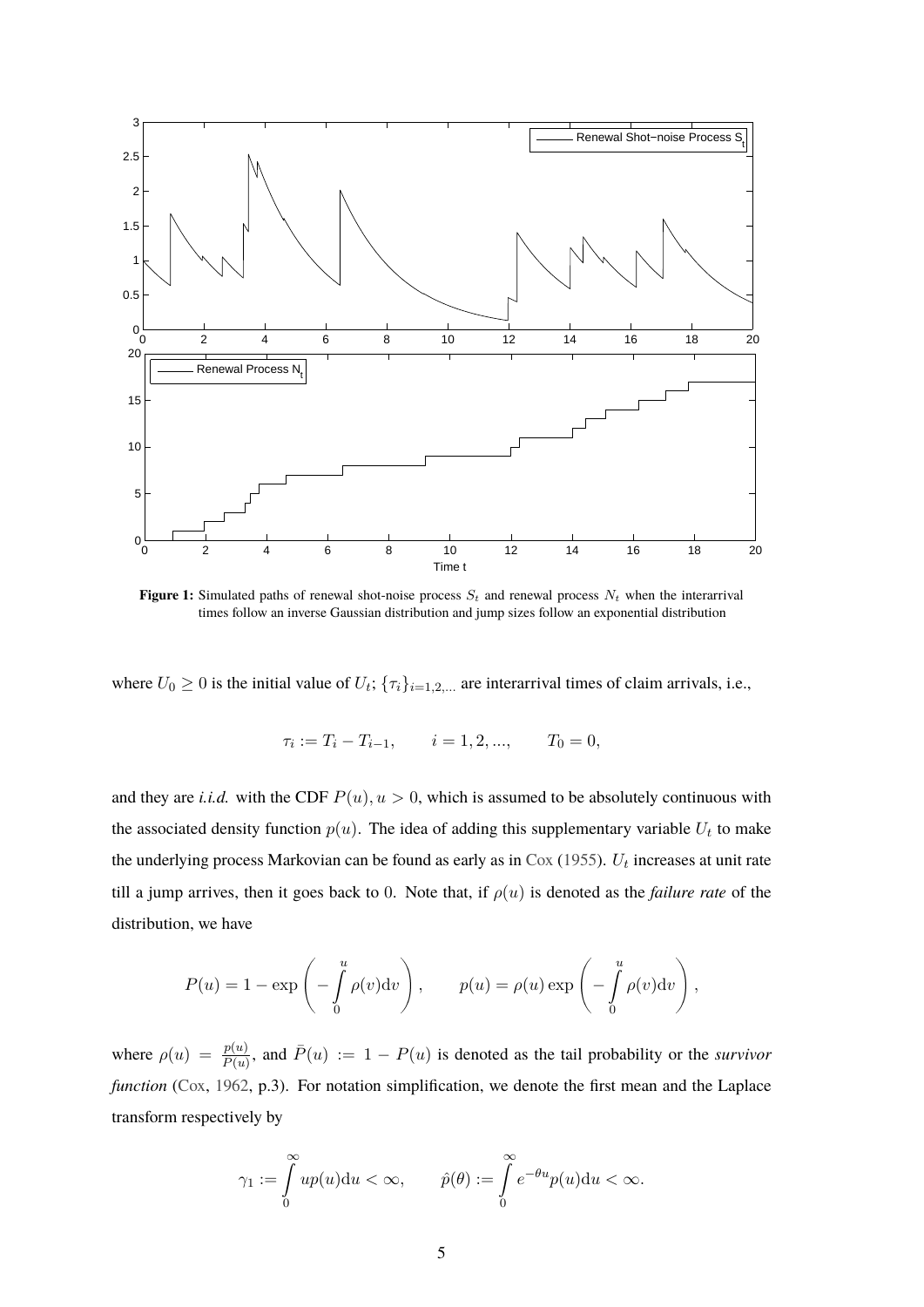**Figure 1:** Simulated paths of renewal shot-noise process $S_t$ and renewal process $N_t$ when the interarrival times follow an inverse Gaussian distribution and jump sizes follow an exponential distribution

where $U_0 \geq 0$ is the initial value of $U_t$; $\{\tau_i\}_{i=1,2,...}$ are interarrival times of claim arrivals, i.e.,

$$\tau_i := T_i - T_{i-1}, \qquad i = 1, 2, ..., \qquad T_0 = 0,$$

and they are *i.i.d.* with the CDF $P(u), u > 0$, which is assumed to be absolutely continuous with the associated density function $p(u)$. The idea of adding this supplementary variable $U_t$ to make the underlying process Markovian can be found as early as in Cox (1955). $U_t$ increases at unit rate till a jump arrives, then it goes back to 0. Note that, if $\rho(u)$ is denoted as the *failure rate* of the distribution, we have

$$P(u) = 1 - \exp\left(-\int_0^u \rho(v)\mathrm{d}v\right), \qquad p(u) = \rho(u)\exp\left(-\int_0^u \rho(v)\mathrm{d}v\right),$$

where $\rho(u) = \frac{p(u)}{\bar{P}(u)}$, and $\bar{P}(u) := 1 - P(u)$ is denoted as the tail probability or the *survivor function* (Cox, 1962, p.3). For notation simplification, we denote the first mean and the Laplace transform respectively by

$$\gamma_1 := \int_0^\infty u p(u)\mathrm{d}u < \infty, \qquad \hat{p}(\theta) := \int_0^\infty e^{-\theta u} p(u)\mathrm{d}u < \infty.$$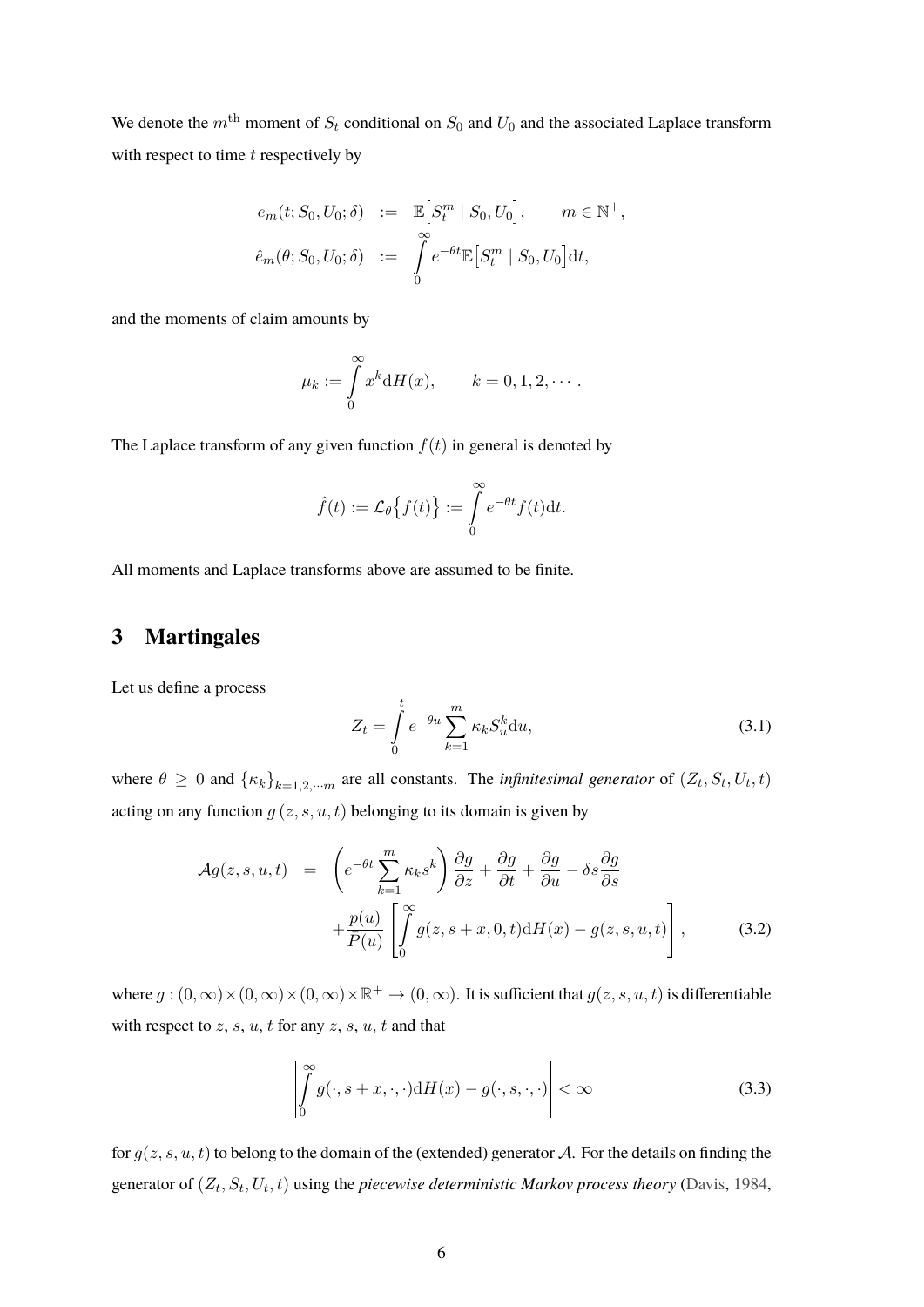We denote the $m^{\text{th}}$ moment of $S_t$ conditional on $S_0$ and $U_0$ and the associated Laplace transform with respect to time $t$ respectively by

$$
\begin{aligned}
e_m(t; S_0, U_0; \delta) &:= \mathbb{E}\big[S_t^m \mid S_0, U_0\big], \qquad m \in \mathbb{N}^+, \\
\hat{e}_m(\theta; S_0, U_0; \delta) &:= \int_0^\infty e^{-\theta t}\mathbb{E}\big[S_t^m \mid S_0, U_0\big]\mathrm{d}t,
\end{aligned}
$$

and the moments of claim amounts by

$$
\mu_k := \int_0^\infty x^k \mathrm{d}H(x), \qquad k = 0, 1, 2, \cdots.
$$

The Laplace transform of any given function $f(t)$ in general is denoted by

$$
\hat{f}(t) := \mathcal{L}_\theta\big\{f(t)\big\} := \int_0^\infty e^{-\theta t} f(t)\mathrm{d}t.
$$

All moments and Laplace transforms above are assumed to be finite.

# 3 Martingales

Let us define a process

$$
Z_t = \int_0^t e^{-\theta u} \sum_{k=1}^m \kappa_k S_u^k \mathrm{d}u, \tag{3.1}
$$

where $\theta \geq 0$ and $\{\kappa_k\}_{k=1,2,\cdots m}$ are all constants. The *infinitesimal generator* of $(Z_t, S_t, U_t, t)$ acting on any function $g(z, s, u, t)$ belonging to its domain is given by

$$
\begin{aligned}
\mathcal{A}g(z, s, u, t) &= \left(e^{-\theta t}\sum_{k=1}^m \kappa_k s^k\right)\frac{\partial g}{\partial z} + \frac{\partial g}{\partial t} + \frac{\partial g}{\partial u} - \delta s \frac{\partial g}{\partial s} \\
&\quad + \frac{p(u)}{\bar{P}(u)}\left[\int_0^\infty g(z, s+x, 0, t)\mathrm{d}H(x) - g(z, s, u, t)\right],
\end{aligned} \tag{3.2}
$$

where $g : (0,\infty)\times(0,\infty)\times(0,\infty)\times\mathbb{R}^+ \to (0,\infty)$. It is sufficient that $g(z, s, u, t)$ is differentiable with respect to $z$, $s$, $u$, $t$ for any $z$, $s$, $u$, $t$ and that

$$
\left|\int_0^\infty g(\cdot, s+x, \cdot, \cdot)\mathrm{d}H(x) - g(\cdot, s, \cdot, \cdot)\right| < \infty \tag{3.3}
$$

for $g(z, s, u, t)$ to belong to the domain of the (extended) generator $\mathcal{A}$. For the details on finding the generator of $(Z_t, S_t, U_t, t)$ using the *piecewise deterministic Markov process theory* (Davis, 1984,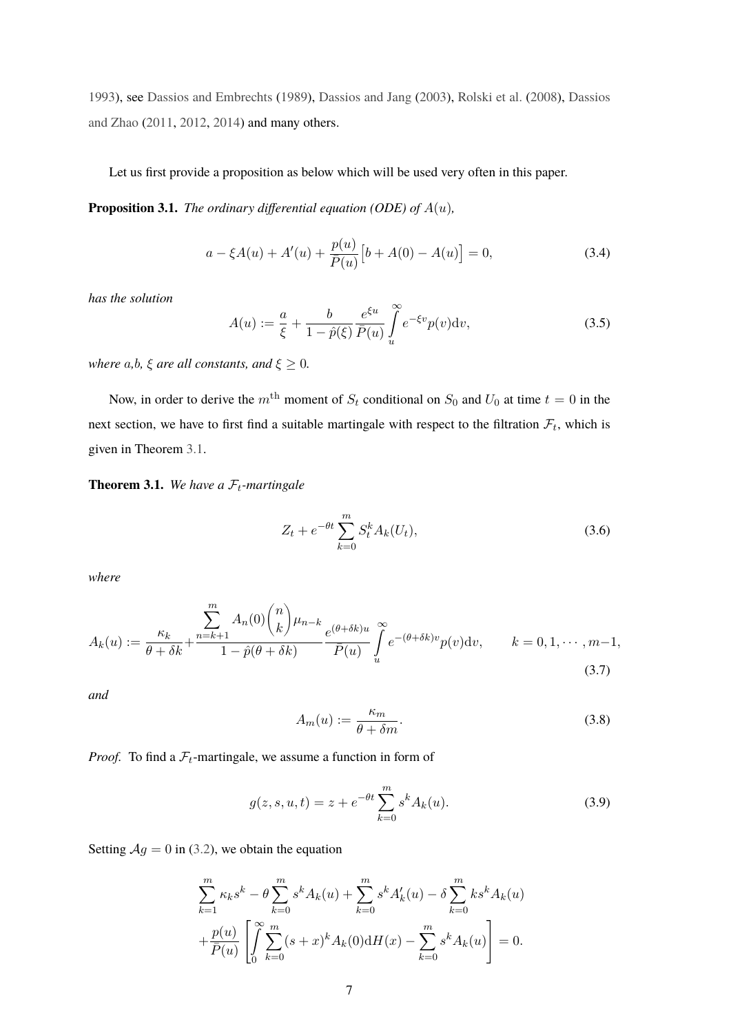1993), see Dassios and Embrechts (1989), Dassios and Jang (2003), Rolski et al. (2008), Dassios and Zhao (2011, 2012, 2014) and many others.

Let us first provide a proposition as below which will be used very often in this paper.

**Proposition 3.1.** *The ordinary differential equation (ODE) of $A(u)$,*

$$a - \xi A(u) + A'(u) + \frac{p(u)}{\bar{P}(u)}\big[b + A(0) - A(u)\big] = 0, \tag{3.4}$$

*has the solution*

$$A(u) := \frac{a}{\xi} + \frac{b}{1 - \hat{p}(\xi)} \frac{e^{\xi u}}{\bar{P}(u)} \int_u^\infty e^{-\xi v} p(v) \mathrm{d}v, \tag{3.5}$$

*where a,b, $\xi$ are all constants, and $\xi \geq 0$.*

Now, in order to derive the $m^{\text{th}}$ moment of $S_t$ conditional on $S_0$ and $U_0$ at time $t = 0$ in the next section, we have to first find a suitable martingale with respect to the filtration $\mathcal{F}_t$, which is given in Theorem 3.1.

**Theorem 3.1.** *We have a $\mathcal{F}_t$-martingale*

$$Z_t + e^{-\theta t} \sum_{k=0}^m S_t^k A_k(U_t), \tag{3.6}$$

*where*

$$A_k(u) := \frac{\kappa_k}{\theta + \delta k} + \frac{\sum\limits_{n=k+1}^m A_n(0)\binom{n}{k}\mu_{n-k}}{1 - \hat{p}(\theta + \delta k)} \frac{e^{(\theta+\delta k)u}}{\bar{P}(u)} \int_u^\infty e^{-(\theta+\delta k)v} p(v) \mathrm{d}v, \qquad k = 0, 1, \cdots, m-1, \tag{3.7}$$

*and*

$$A_m(u) := \frac{\kappa_m}{\theta + \delta m}. \tag{3.8}$$

*Proof.* To find a $\mathcal{F}_t$-martingale, we assume a function in form of

$$g(z, s, u, t) = z + e^{-\theta t} \sum_{k=0}^m s^k A_k(u). \tag{3.9}$$

Setting $\mathcal{A}g = 0$ in (3.2), we obtain the equation

$$\sum_{k=1}^m \kappa_k s^k - \theta \sum_{k=0}^m s^k A_k(u) + \sum_{k=0}^m s^k A_k'(u) - \delta \sum_{k=0}^m k s^k A_k(u)$$
$$+ \frac{p(u)}{\bar{P}(u)} \left[ \int_0^\infty \sum_{k=0}^m (s + x)^k A_k(0) \mathrm{d}H(x) - \sum_{k=0}^m s^k A_k(u) \right] = 0.$$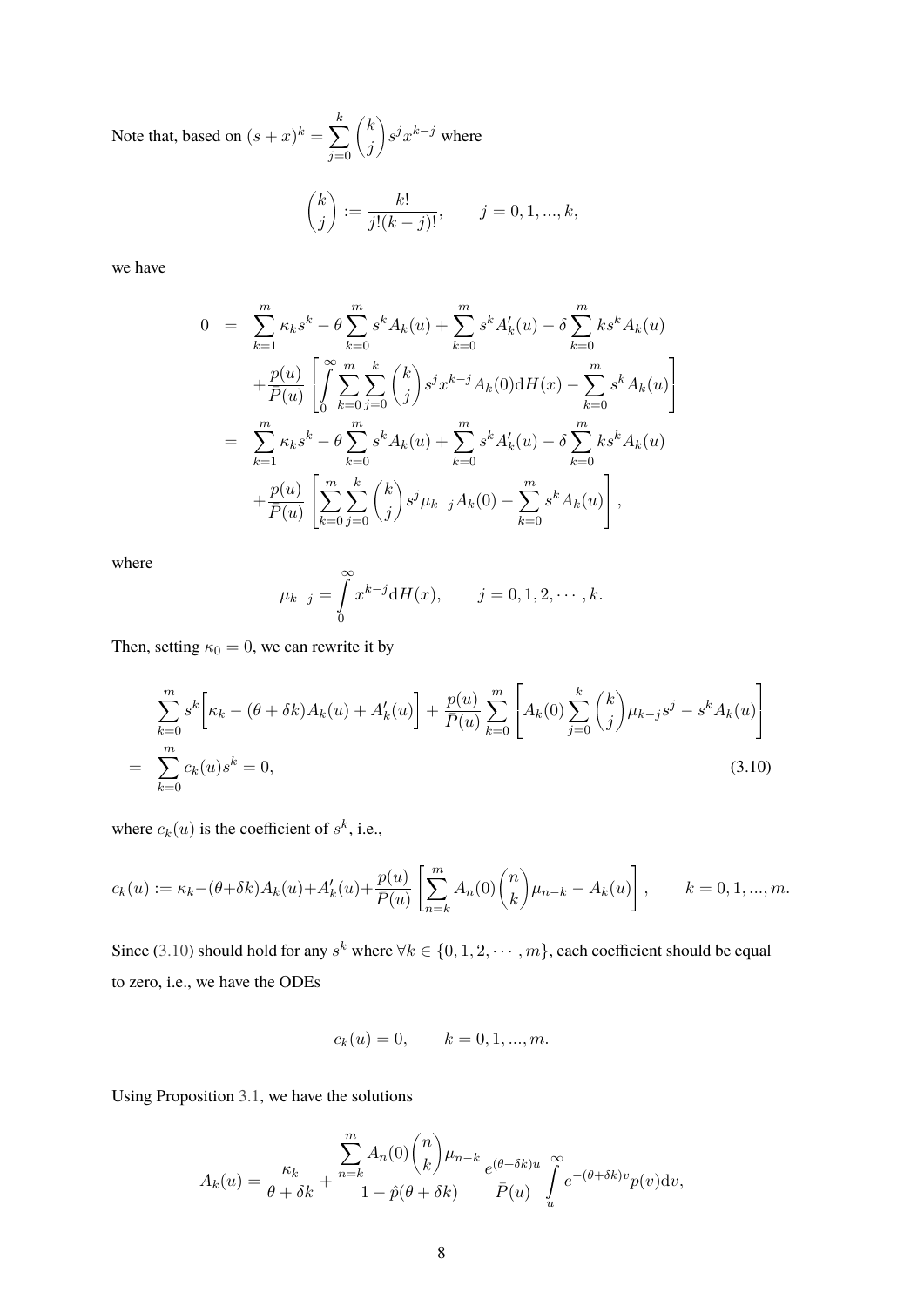Note that, based on $(s+x)^k = \sum_{j=0}^{k} \binom{k}{j} s^j x^{k-j}$ where

$$\binom{k}{j} := \frac{k!}{j!(k-j)!}, \qquad j = 0, 1, ..., k,$$

we have

$$\begin{aligned}
0 &= \sum_{k=1}^{m} \kappa_k s^k - \theta \sum_{k=0}^{m} s^k A_k(u) + \sum_{k=0}^{m} s^k A_k'(u) - \delta \sum_{k=0}^{m} k s^k A_k(u) \\
&\quad + \frac{p(u)}{\bar{P}(u)} \left[ \int_0^\infty \sum_{k=0}^{m} \sum_{j=0}^{k} \binom{k}{j} s^j x^{k-j} A_k(0) \mathrm{d}H(x) - \sum_{k=0}^{m} s^k A_k(u) \right] \\
&= \sum_{k=1}^{m} \kappa_k s^k - \theta \sum_{k=0}^{m} s^k A_k(u) + \sum_{k=0}^{m} s^k A_k'(u) - \delta \sum_{k=0}^{m} k s^k A_k(u) \\
&\quad + \frac{p(u)}{\bar{P}(u)} \left[ \sum_{k=0}^{m} \sum_{j=0}^{k} \binom{k}{j} s^j \mu_{k-j} A_k(0) - \sum_{k=0}^{m} s^k A_k(u) \right],
\end{aligned}$$

where

$$\mu_{k-j} = \int_0^\infty x^{k-j} \mathrm{d}H(x), \qquad j = 0, 1, 2, \cdots, k.$$

Then, setting $\kappa_0 = 0$, we can rewrite it by

$$\begin{aligned}
& \sum_{k=0}^{m} s^k \Big[ \kappa_k - (\theta + \delta k) A_k(u) + A_k'(u) \Big] + \frac{p(u)}{\bar{P}(u)} \sum_{k=0}^{m} \left[ A_k(0) \sum_{j=0}^{k} \binom{k}{j} \mu_{k-j} s^j - s^k A_k(u) \right] \\
= & \sum_{k=0}^{m} c_k(u) s^k = 0, \qquad (3.10)
\end{aligned}$$

where $c_k(u)$ is the coefficient of $s^k$, i.e.,

$$c_k(u) := \kappa_k - (\theta + \delta k) A_k(u) + A_k'(u) + \frac{p(u)}{\bar{P}(u)} \left[ \sum_{n=k}^{m} A_n(0) \binom{n}{k} \mu_{n-k} - A_k(u) \right], \qquad k = 0, 1, ..., m.$$

Since (3.10) should hold for any $s^k$ where $\forall k \in \{0, 1, 2, \cdots, m\}$, each coefficient should be equal to zero, i.e., we have the ODEs

$$c_k(u) = 0, \qquad k = 0, 1, ..., m.$$

Using Proposition 3.1, we have the solutions

$$A_k(u) = \frac{\kappa_k}{\theta + \delta k} + \frac{\sum_{n=k}^{m} A_n(0) \binom{n}{k} \mu_{n-k}}{1 - \hat{p}(\theta + \delta k)} \frac{e^{(\theta + \delta k)u}}{\bar{P}(u)} \int_u^\infty e^{-(\theta + \delta k)v} p(v) \mathrm{d}v,$$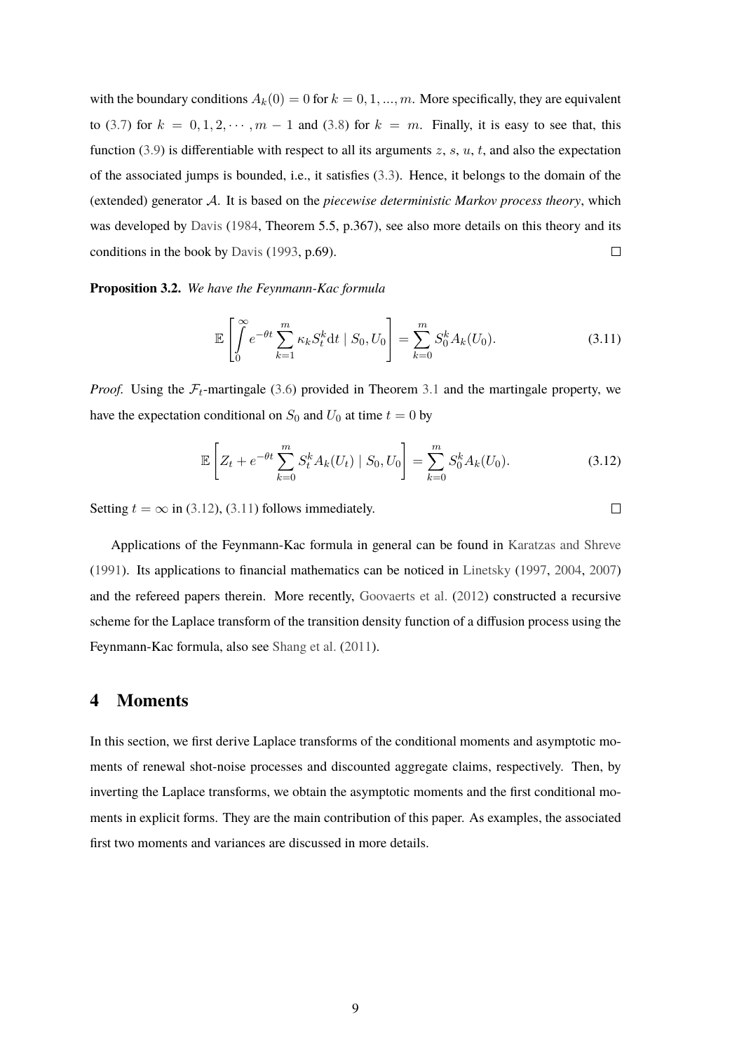with the boundary conditions $A_k(0) = 0$ for $k = 0, 1, ..., m$. More specifically, they are equivalent to (3.7) for $k = 0, 1, 2, \cdots, m-1$ and (3.8) for $k = m$. Finally, it is easy to see that, this function (3.9) is differentiable with respect to all its arguments $z$, $s$, $u$, $t$, and also the expectation of the associated jumps is bounded, i.e., it satisfies (3.3). Hence, it belongs to the domain of the (extended) generator $\mathcal{A}$. It is based on the *piecewise deterministic Markov process theory*, which was developed by Davis (1984, Theorem 5.5, p.367), see also more details on this theory and its conditions in the book by Davis (1993, p.69). $\square$

**Proposition 3.2.** *We have the Feynmann-Kac formula*

$$\mathbb{E}\left[\int_0^\infty e^{-\theta t}\sum_{k=1}^m \kappa_k S_t^k \mathrm{d}t \mid S_0, U_0\right] = \sum_{k=0}^m S_0^k A_k(U_0). \tag{3.11}$$

*Proof.* Using the $\mathcal{F}_t$-martingale (3.6) provided in Theorem 3.1 and the martingale property, we have the expectation conditional on $S_0$ and $U_0$ at time $t = 0$ by

$$\mathbb{E}\left[Z_t + e^{-\theta t}\sum_{k=0}^m S_t^k A_k(U_t) \mid S_0, U_0\right] = \sum_{k=0}^m S_0^k A_k(U_0). \tag{3.12}$$

Setting $t = \infty$ in (3.12), (3.11) follows immediately. $\square$

Applications of the Feynmann-Kac formula in general can be found in Karatzas and Shreve (1991). Its applications to financial mathematics can be noticed in Linetsky (1997, 2004, 2007) and the refereed papers therein. More recently, Goovaerts et al. (2012) constructed a recursive scheme for the Laplace transform of the transition density function of a diffusion process using the Feynmann-Kac formula, also see Shang et al. (2011).

# 4 Moments

In this section, we first derive Laplace transforms of the conditional moments and asymptotic moments of renewal shot-noise processes and discounted aggregate claims, respectively. Then, by inverting the Laplace transforms, we obtain the asymptotic moments and the first conditional moments in explicit forms. They are the main contribution of this paper. As examples, the associated first two moments and variances are discussed in more details.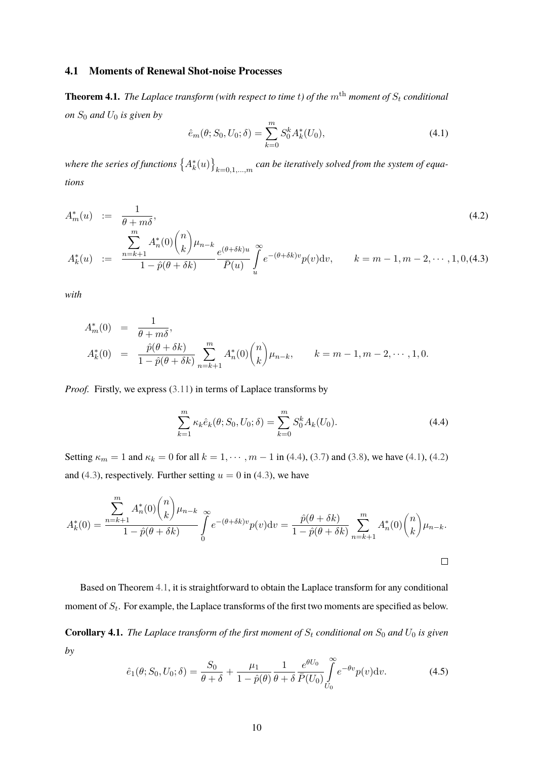### 4.1 Moments of Renewal Shot-noise Processes

**Theorem 4.1.** *The Laplace transform (with respect to time $t$) of the $m^{\text{th}}$ moment of $S_t$ conditional on $S_0$ and $U_0$ is given by*

$$\hat{e}_m(\theta; S_0, U_0; \delta) = \sum_{k=0}^{m} S_0^k A_k^*(U_0), \tag{4.1}$$

*where the series of functions $\left\{A_k^*(u)\right\}_{k=0,1,\dots,m}$ can be iteratively solved from the system of equations*

$$A_m^*(u) := \frac{1}{\theta + m\delta}, \tag{4.2}$$

$$A_k^*(u) := \frac{\sum_{n=k+1}^{m} A_n^*(0)\binom{n}{k}\mu_{n-k}}{1-\hat{p}(\theta+\delta k)} \frac{e^{(\theta+\delta k)u}}{\bar{P}(u)} \int_u^\infty e^{-(\theta+\delta k)v} p(v)\mathrm{d}v, \qquad k = m-1, m-2, \cdots, 1, 0, \tag{4.3}$$

*with*

$$A_m^*(0) = \frac{1}{\theta + m\delta},$$

$$A_k^*(0) = \frac{\hat{p}(\theta+\delta k)}{1-\hat{p}(\theta+\delta k)} \sum_{n=k+1}^{m} A_n^*(0)\binom{n}{k}\mu_{n-k}, \qquad k = m-1, m-2, \cdots, 1, 0.$$

*Proof.* Firstly, we express (3.11) in terms of Laplace transforms by

$$\sum_{k=1}^{m} \kappa_k \hat{e}_k(\theta; S_0, U_0; \delta) = \sum_{k=0}^{m} S_0^k A_k(U_0). \tag{4.4}$$

Setting $\kappa_m = 1$ and $\kappa_k = 0$ for all $k = 1, \cdots, m-1$ in (4.4), (3.7) and (3.8), we have (4.1), (4.2) and (4.3), respectively. Further setting $u = 0$ in (4.3), we have

$$A_k^*(0) = \frac{\sum_{n=k+1}^{m} A_n^*(0)\binom{n}{k}\mu_{n-k}}{1-\hat{p}(\theta+\delta k)} \int_0^\infty e^{-(\theta+\delta k)v} p(v)\mathrm{d}v = \frac{\hat{p}(\theta+\delta k)}{1-\hat{p}(\theta+\delta k)} \sum_{n=k+1}^{m} A_n^*(0)\binom{n}{k}\mu_{n-k}.$$

$\square$

Based on Theorem 4.1, it is straightforward to obtain the Laplace transform for any conditional moment of $S_t$. For example, the Laplace transforms of the first two moments are specified as below.

**Corollary 4.1.** *The Laplace transform of the first moment of $S_t$ conditional on $S_0$ and $U_0$ is given by*

$$\hat{e}_1(\theta; S_0, U_0; \delta) = \frac{S_0}{\theta+\delta} + \frac{\mu_1}{1-\hat{p}(\theta)} \frac{1}{\theta+\delta} \frac{e^{\theta U_0}}{\bar{P}(U_0)} \int_{U_0}^\infty e^{-\theta v} p(v)\mathrm{d}v. \tag{4.5}$$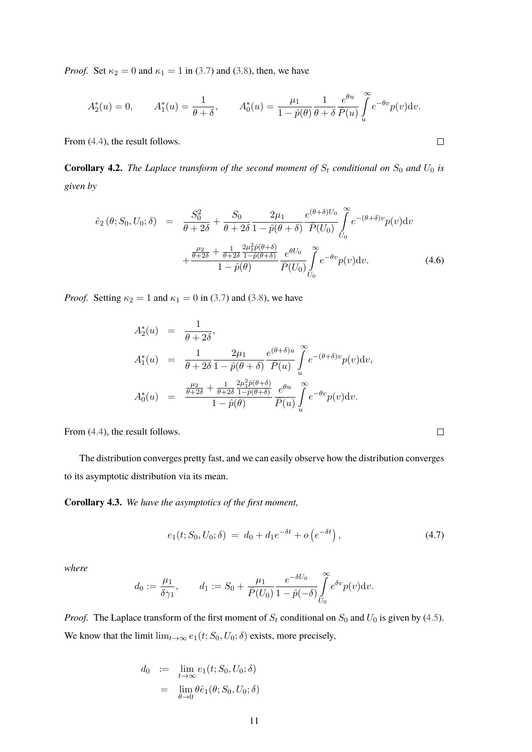*Proof.* Set $\kappa_2 = 0$ and $\kappa_1 = 1$ in (3.7) and (3.8), then, we have

$$A_2^*(u) = 0, \qquad A_1^*(u) = \frac{1}{\theta+\delta}, \qquad A_0^*(u) = \frac{\mu_1}{1-\hat{p}(\theta)}\frac{1}{\theta+\delta}\frac{e^{\theta u}}{\bar{P}(u)}\int_u^\infty e^{-\theta v}p(v)\mathrm{d}v.$$

From (4.4), the result follows. $\square$

**Corollary 4.2.** *The Laplace transform of the second moment of $S_t$ conditional on $S_0$ and $U_0$ is given by*

$$\begin{aligned}
\hat{e}_2\left(\theta; S_0, U_0; \delta\right) &= \frac{S_0^2}{\theta+2\delta} + \frac{S_0}{\theta+2\delta}\frac{2\mu_1}{1-\hat{p}(\theta+\delta)}\frac{e^{(\theta+\delta)U_0}}{\bar{P}(U_0)}\int_{U_0}^\infty e^{-(\theta+\delta)v}p(v)\mathrm{d}v \\
&\quad + \frac{\frac{\mu_2}{\theta+2\delta} + \frac{1}{\theta+2\delta}\frac{2\mu_1^2\hat{p}(\theta+\delta)}{1-\hat{p}(\theta+\delta)}}{1-\hat{p}(\theta)}\frac{e^{\theta U_0}}{\bar{P}(U_0)}\int_{U_0}^\infty e^{-\theta v}p(v)\mathrm{d}v. \qquad (4.6)
\end{aligned}$$

*Proof.* Setting $\kappa_2 = 1$ and $\kappa_1 = 0$ in (3.7) and (3.8), we have

$$\begin{aligned}
A_2^*(u) &= \frac{1}{\theta+2\delta}, \\
A_1^*(u) &= \frac{1}{\theta+2\delta}\frac{2\mu_1}{1-\hat{p}(\theta+\delta)}\frac{e^{(\theta+\delta)u}}{\bar{P}(u)}\int_u^\infty e^{-(\theta+\delta)v}p(v)\mathrm{d}v, \\
A_0^*(u) &= \frac{\frac{\mu_2}{\theta+2\delta} + \frac{1}{\theta+2\delta}\frac{2\mu_1^2\hat{p}(\theta+\delta)}{1-\hat{p}(\theta+\delta)}}{1-\hat{p}(\theta)}\frac{e^{\theta u}}{\bar{P}(u)}\int_u^\infty e^{-\theta v}p(v)\mathrm{d}v.
\end{aligned}$$

From (4.4), the result follows. $\square$

The distribution converges pretty fast, and we can easily observe how the distribution converges to its asymptotic distribution via its mean.

**Corollary 4.3.** *We have the asymptotics of the first moment,*

$$e_1(t; S_0, U_0; \delta) \;=\; d_0 + d_1 e^{-\delta t} + o\left(e^{-\delta t}\right), \qquad (4.7)$$

*where*

$$d_0 := \frac{\mu_1}{\delta\gamma_1}, \qquad d_1 := S_0 + \frac{\mu_1}{\bar{P}(U_0)}\frac{e^{-\delta U_0}}{1-\hat{p}(-\delta)}\int_{U_0}^\infty e^{\delta v}p(v)\mathrm{d}v.$$

*Proof.* The Laplace transform of the first moment of $S_t$ conditional on $S_0$ and $U_0$ is given by (4.5). We know that the limit $\lim_{t\to\infty} e_1(t; S_0, U_0; \delta)$ exists, more precisely,

$$\begin{aligned}
d_0 &:= \lim_{t\to\infty} e_1(t; S_0, U_0; \delta) \\
&= \lim_{\theta\to 0} \theta\hat{e}_1(\theta; S_0, U_0; \delta)
\end{aligned}$$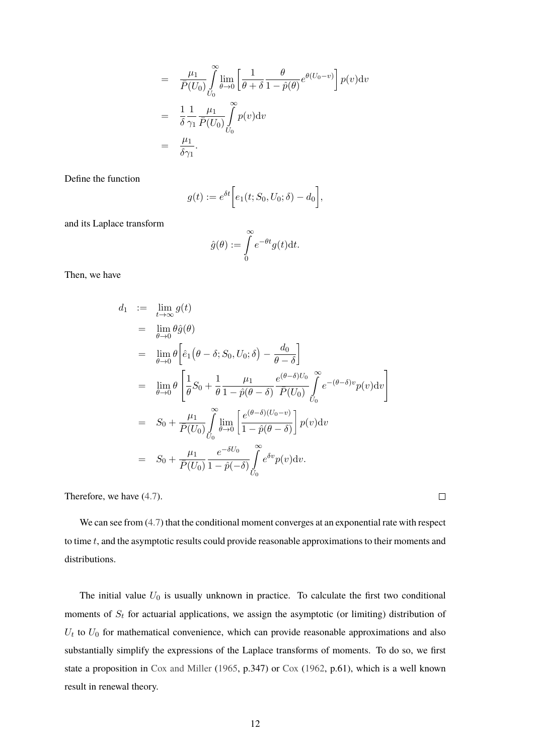$$
\begin{aligned}
&= \frac{\mu_1}{\bar{P}(U_0)} \int_{U_0}^{\infty} \lim_{\theta \to 0} \left[ \frac{1}{\theta + \delta} \frac{\theta}{1 - \hat{p}(\theta)} e^{\theta(U_0 - v)} \right] p(v) \mathrm{d}v \\
&= \frac{1}{\delta} \frac{1}{\gamma_1} \frac{\mu_1}{\bar{P}(U_0)} \int_{U_0}^{\infty} p(v) \mathrm{d}v \\
&= \frac{\mu_1}{\delta \gamma_1}.
\end{aligned}
$$

Define the function

$$
g(t) := e^{\delta t} \Big[ e_1(t; S_0, U_0; \delta) - d_0 \Big],
$$

and its Laplace transform

$$
\hat{g}(\theta) := \int_0^{\infty} e^{-\theta t} g(t) \mathrm{d}t.
$$

Then, we have

$$
\begin{aligned}
d_1 &:= \lim_{t \to \infty} g(t) \\
&= \lim_{\theta \to 0} \theta \hat{g}(\theta) \\
&= \lim_{\theta \to 0} \theta \left[ \hat{e}_1\big(\theta - \delta; S_0, U_0; \delta\big) - \frac{d_0}{\theta - \delta} \right] \\
&= \lim_{\theta \to 0} \theta \left[ \frac{1}{\theta} S_0 + \frac{1}{\theta} \frac{\mu_1}{1 - \hat{p}(\theta - \delta)} \frac{e^{(\theta - \delta) U_0}}{\bar{P}(U_0)} \int_{U_0}^{\infty} e^{-(\theta - \delta) v} p(v) \mathrm{d}v \right] \\
&= S_0 + \frac{\mu_1}{\bar{P}(U_0)} \int_{U_0}^{\infty} \lim_{\theta \to 0} \left[ \frac{e^{(\theta - \delta)(U_0 - v)}}{1 - \hat{p}(\theta - \delta)} \right] p(v) \mathrm{d}v \\
&= S_0 + \frac{\mu_1}{\bar{P}(U_0)} \frac{e^{-\delta U_0}}{1 - \hat{p}(-\delta)} \int_{U_0}^{\infty} e^{\delta v} p(v) \mathrm{d}v.
\end{aligned}
$$

Therefore, we have (4.7). $\square$

We can see from (4.7) that the conditional moment converges at an exponential rate with respect to time $t$, and the asymptotic results could provide reasonable approximations to their moments and distributions.

The initial value $U_0$ is usually unknown in practice. To calculate the first two conditional moments of $S_t$ for actuarial applications, we assign the asymptotic (or limiting) distribution of $U_t$ to $U_0$ for mathematical convenience, which can provide reasonable approximations and also substantially simplify the expressions of the Laplace transforms of moments. To do so, we first state a proposition in Cox and Miller (1965, p.347) or Cox (1962, p.61), which is a well known result in renewal theory.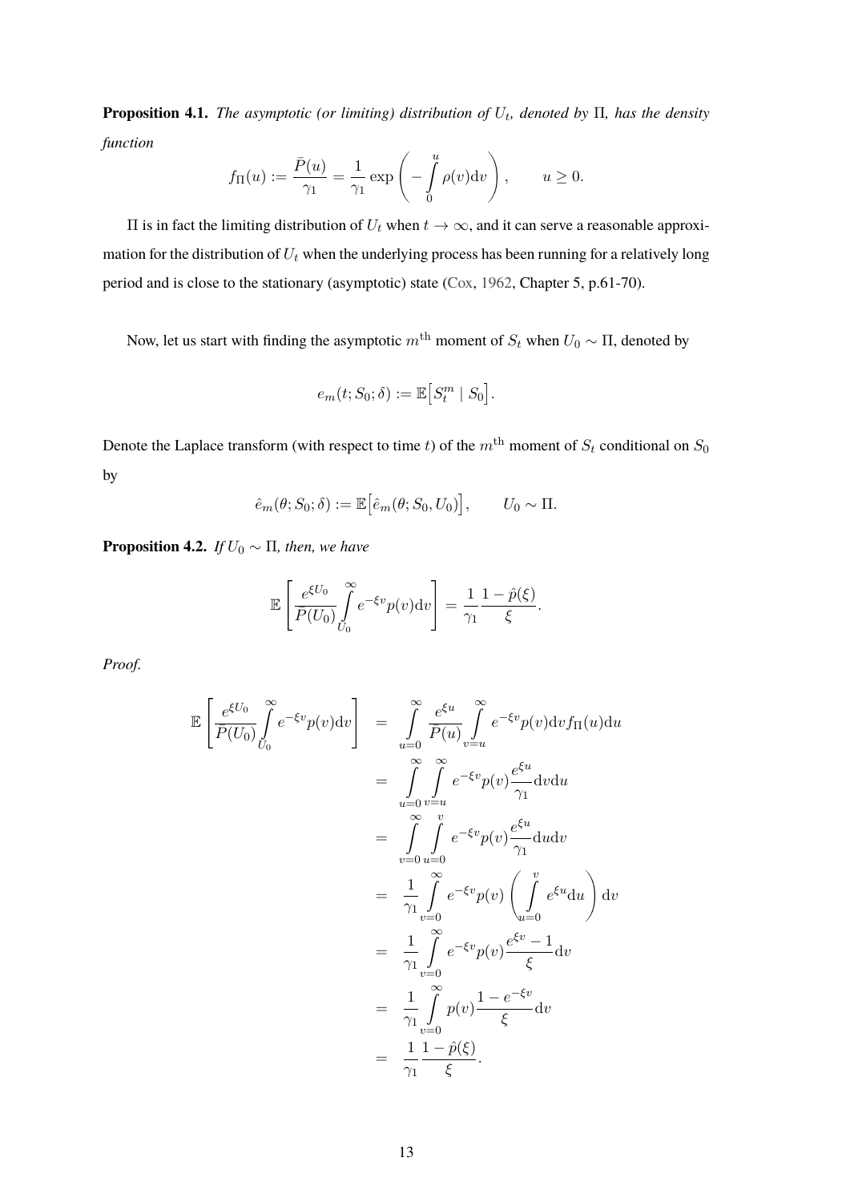**Proposition 4.1.** *The asymptotic (or limiting) distribution of $U_t$, denoted by $\Pi$, has the density function*

$$f_\Pi(u) := \frac{\bar{P}(u)}{\gamma_1} = \frac{1}{\gamma_1}\exp\left(-\int_0^u \rho(v)\mathrm{d}v\right), \qquad u \geq 0.$$

$\Pi$ is in fact the limiting distribution of $U_t$ when $t \to \infty$, and it can serve a reasonable approximation for the distribution of $U_t$ when the underlying process has been running for a relatively long period and is close to the stationary (asymptotic) state (Cox, 1962, Chapter 5, p.61-70).

Now, let us start with finding the asymptotic $m^{\text{th}}$ moment of $S_t$ when $U_0 \sim \Pi$, denoted by

$$e_m(t; S_0; \delta) := \mathbb{E}\big[S_t^m \mid S_0\big].$$

Denote the Laplace transform (with respect to time $t$) of the $m^{\text{th}}$ moment of $S_t$ conditional on $S_0$ by

$$\hat{e}_m(\theta; S_0; \delta) := \mathbb{E}\big[\hat{e}_m(\theta; S_0, U_0)\big], \qquad U_0 \sim \Pi.$$

**Proposition 4.2.** *If $U_0 \sim \Pi$, then, we have*

$$\mathbb{E}\left[\frac{e^{\xi U_0}}{\bar{P}(U_0)}\int_{U_0}^{\infty} e^{-\xi v} p(v)\mathrm{d}v\right] = \frac{1}{\gamma_1}\frac{1-\hat{p}(\xi)}{\xi}.$$

*Proof.*

$$\begin{aligned}
\mathbb{E}\left[\frac{e^{\xi U_0}}{\bar{P}(U_0)}\int_{U_0}^{\infty} e^{-\xi v} p(v)\mathrm{d}v\right] &= \int_{u=0}^{\infty} \frac{e^{\xi u}}{\bar{P}(u)} \int_{v=u}^{\infty} e^{-\xi v} p(v)\mathrm{d}v f_\Pi(u)\mathrm{d}u \\
&= \int_{u=0}^{\infty}\int_{v=u}^{\infty} e^{-\xi v} p(v)\frac{e^{\xi u}}{\gamma_1}\mathrm{d}v\mathrm{d}u \\
&= \int_{v=0}^{\infty}\int_{u=0}^{v} e^{-\xi v} p(v)\frac{e^{\xi u}}{\gamma_1}\mathrm{d}u\mathrm{d}v \\
&= \frac{1}{\gamma_1}\int_{v=0}^{\infty} e^{-\xi v} p(v)\left(\int_{u=0}^{v} e^{\xi u}\mathrm{d}u\right)\mathrm{d}v \\
&= \frac{1}{\gamma_1}\int_{v=0}^{\infty} e^{-\xi v} p(v)\frac{e^{\xi v}-1}{\xi}\mathrm{d}v \\
&= \frac{1}{\gamma_1}\int_{v=0}^{\infty} p(v)\frac{1-e^{-\xi v}}{\xi}\mathrm{d}v \\
&= \frac{1}{\gamma_1}\frac{1-\hat{p}(\xi)}{\xi}.
\end{aligned}$$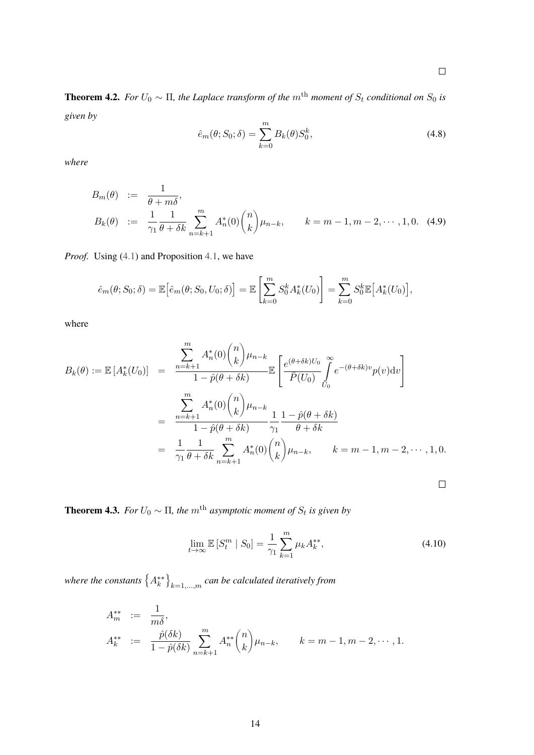□

**Theorem 4.2.** *For $U_0 \sim \Pi$, the Laplace transform of the $m^{\text{th}}$ moment of $S_t$ conditional on $S_0$ is given by*

$$\hat{e}_m(\theta; S_0; \delta) = \sum_{k=0}^{m} B_k(\theta) S_0^k, \tag{4.8}$$

*where*

$$\begin{aligned}
B_m(\theta) &:= \frac{1}{\theta + m\delta}, \\
B_k(\theta) &:= \frac{1}{\gamma_1} \frac{1}{\theta + \delta k} \sum_{n=k+1}^{m} A_n^*(0) \binom{n}{k} \mu_{n-k}, \qquad k = m-1, m-2, \cdots, 1, 0.
\end{aligned} \tag{4.9}$$

*Proof.* Using (4.1) and Proposition 4.1, we have

$$\hat{e}_m(\theta; S_0; \delta) = \mathbb{E}\big[\hat{e}_m(\theta; S_0, U_0; \delta)\big] = \mathbb{E}\left[\sum_{k=0}^{m} S_0^k A_k^*(U_0)\right] = \sum_{k=0}^{m} S_0^k \mathbb{E}\big[A_k^*(U_0)\big],$$

where

$$\begin{aligned}
B_k(\theta) := \mathbb{E}\left[A_k^*(U_0)\right] &= \frac{\sum\limits_{n=k+1}^{m} A_n^*(0) \binom{n}{k} \mu_{n-k}}{1 - \hat{p}(\theta + \delta k)} \mathbb{E}\left[\frac{e^{(\theta + \delta k) U_0}}{\bar{P}(U_0)} \int_{U_0}^{\infty} e^{-(\theta + \delta k) v} p(v) \mathrm{d}v\right] \\
&= \frac{\sum\limits_{n=k+1}^{m} A_n^*(0) \binom{n}{k} \mu_{n-k}}{1 - \hat{p}(\theta + \delta k)} \frac{1}{\gamma_1} \frac{1 - \hat{p}(\theta + \delta k)}{\theta + \delta k} \\
&= \frac{1}{\gamma_1} \frac{1}{\theta + \delta k} \sum_{n=k+1}^{m} A_n^*(0) \binom{n}{k} \mu_{n-k}, \qquad k = m-1, m-2, \cdots, 1, 0.
\end{aligned}$$

□

**Theorem 4.3.** *For $U_0 \sim \Pi$, the $m^{\text{th}}$ asymptotic moment of $S_t$ is given by*

$$\lim_{t \to \infty} \mathbb{E}\left[S_t^m \mid S_0\right] = \frac{1}{\gamma_1} \sum_{k=1}^{m} \mu_k A_k^{**}, \tag{4.10}$$

*where the constants $\left\{A_k^{**}\right\}_{k=1,\ldots,m}$ can be calculated iteratively from*

$$\begin{aligned}
A_m^{**} &:= \frac{1}{m\delta}, \\
A_k^{**} &:= \frac{\hat{p}(\delta k)}{1 - \hat{p}(\delta k)} \sum_{n=k+1}^{m} A_n^{**} \binom{n}{k} \mu_{n-k}, \qquad k = m-1, m-2, \cdots, 1.
\end{aligned}$$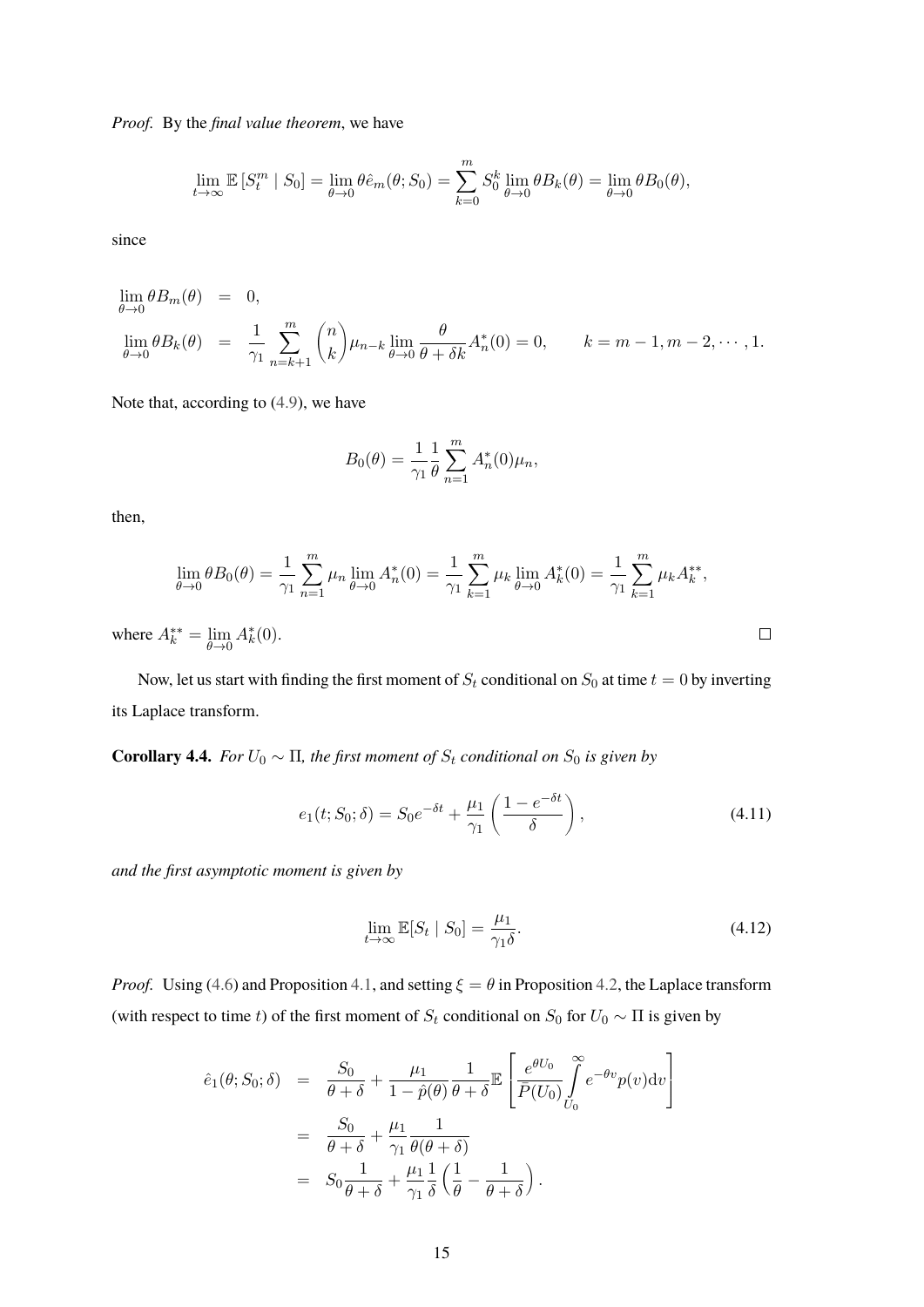*Proof.* By the *final value theorem*, we have

$$\lim_{t\to\infty} \mathbb{E}\left[S_t^m \mid S_0\right] = \lim_{\theta\to 0} \theta \hat{e}_m(\theta; S_0) = \sum_{k=0}^{m} S_0^k \lim_{\theta\to 0} \theta B_k(\theta) = \lim_{\theta\to 0} \theta B_0(\theta),$$

since

$$\begin{aligned}
\lim_{\theta\to 0} \theta B_m(\theta) &= 0, \\
\lim_{\theta\to 0} \theta B_k(\theta) &= \frac{1}{\gamma_1} \sum_{n=k+1}^{m} \binom{n}{k} \mu_{n-k} \lim_{\theta\to 0} \frac{\theta}{\theta + \delta k} A_n^*(0) = 0, \qquad k = m-1, m-2, \cdots, 1.
\end{aligned}$$

Note that, according to (4.9), we have

$$B_0(\theta) = \frac{1}{\gamma_1} \frac{1}{\theta} \sum_{n=1}^{m} A_n^*(0) \mu_n,$$

then,

$$\lim_{\theta\to 0} \theta B_0(\theta) = \frac{1}{\gamma_1} \sum_{n=1}^{m} \mu_n \lim_{\theta\to 0} A_n^*(0) = \frac{1}{\gamma_1} \sum_{k=1}^{m} \mu_k \lim_{\theta\to 0} A_k^*(0) = \frac{1}{\gamma_1} \sum_{k=1}^{m} \mu_k A_k^{**},$$

where $A_k^{**} = \lim\limits_{\theta\to 0} A_k^*(0)$. $\square$

Now, let us start with finding the first moment of $S_t$ conditional on $S_0$ at time $t = 0$ by inverting its Laplace transform.

**Corollary 4.4.** *For $U_0 \sim \Pi$, the first moment of $S_t$ conditional on $S_0$ is given by*

$$e_1(t; S_0; \delta) = S_0 e^{-\delta t} + \frac{\mu_1}{\gamma_1} \left( \frac{1 - e^{-\delta t}}{\delta} \right), \tag{4.11}$$

*and the first asymptotic moment is given by*

$$\lim_{t\to\infty} \mathbb{E}[S_t \mid S_0] = \frac{\mu_1}{\gamma_1 \delta}. \tag{4.12}$$

*Proof.* Using (4.6) and Proposition 4.1, and setting $\xi = \theta$ in Proposition 4.2, the Laplace transform (with respect to time $t$) of the first moment of $S_t$ conditional on $S_0$ for $U_0 \sim \Pi$ is given by

$$\begin{aligned}
\hat{e}_1(\theta; S_0; \delta) &= \frac{S_0}{\theta + \delta} + \frac{\mu_1}{1 - \hat{p}(\theta)} \frac{1}{\theta + \delta} \mathbb{E}\left[ \frac{e^{\theta U_0}}{\bar{P}(U_0)} \int_{U_0}^{\infty} e^{-\theta v} p(v) \mathrm{d}v \right] \\
&= \frac{S_0}{\theta + \delta} + \frac{\mu_1}{\gamma_1} \frac{1}{\theta(\theta + \delta)} \\
&= S_0 \frac{1}{\theta + \delta} + \frac{\mu_1}{\gamma_1} \frac{1}{\delta} \left( \frac{1}{\theta} - \frac{1}{\theta + \delta} \right).
\end{aligned}$$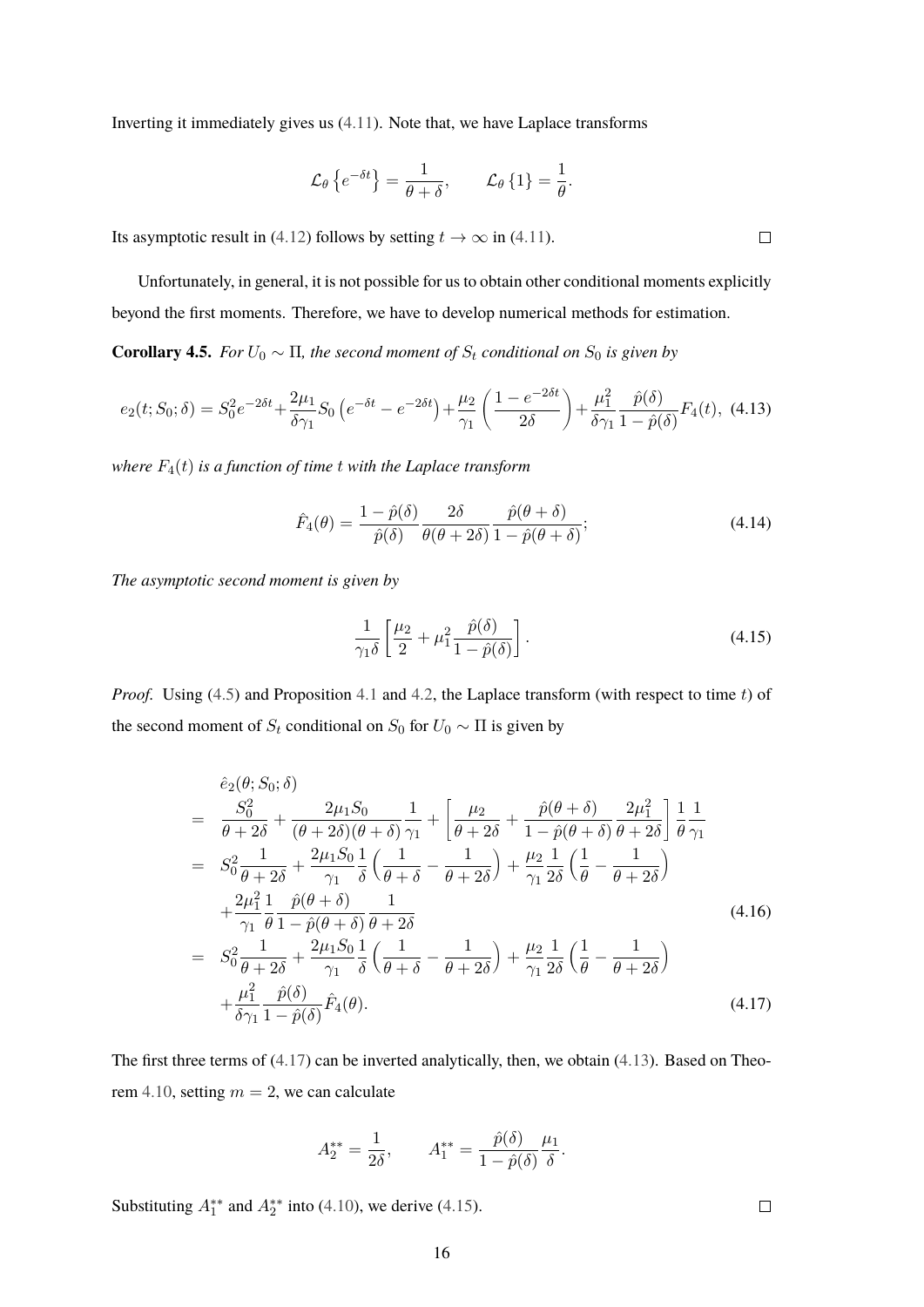Inverting it immediately gives us (4.11). Note that, we have Laplace transforms

$$\mathcal{L}_\theta\left\{e^{-\delta t}\right\} = \frac{1}{\theta+\delta}, \qquad \mathcal{L}_\theta\left\{1\right\} = \frac{1}{\theta}.$$

Its asymptotic result in (4.12) follows by setting $t \to \infty$ in (4.11). □

Unfortunately, in general, it is not possible for us to obtain other conditional moments explicitly beyond the first moments. Therefore, we have to develop numerical methods for estimation.

**Corollary 4.5.** *For $U_0 \sim \Pi$, the second moment of $S_t$ conditional on $S_0$ is given by*

$$e_2(t; S_0; \delta) = S_0^2 e^{-2\delta t} + \frac{2\mu_1}{\delta\gamma_1} S_0\left(e^{-\delta t} - e^{-2\delta t}\right) + \frac{\mu_2}{\gamma_1}\left(\frac{1-e^{-2\delta t}}{2\delta}\right) + \frac{\mu_1^2}{\delta\gamma_1}\frac{\hat{p}(\delta)}{1-\hat{p}(\delta)}F_4(t), \tag{4.13}$$

*where $F_4(t)$ is a function of time $t$ with the Laplace transform*

$$\hat{F}_4(\theta) = \frac{1-\hat{p}(\delta)}{\hat{p}(\delta)}\frac{2\delta}{\theta(\theta+2\delta)}\frac{\hat{p}(\theta+\delta)}{1-\hat{p}(\theta+\delta)}; \tag{4.14}$$

*The asymptotic second moment is given by*

$$\frac{1}{\gamma_1\delta}\left[\frac{\mu_2}{2} + \mu_1^2\frac{\hat{p}(\delta)}{1-\hat{p}(\delta)}\right]. \tag{4.15}$$

*Proof.* Using (4.5) and Proposition 4.1 and 4.2, the Laplace transform (with respect to time $t$) of the second moment of $S_t$ conditional on $S_0$ for $U_0 \sim \Pi$ is given by

$$\begin{aligned}
& \hat{e}_2(\theta; S_0; \delta) \\
= \quad & \frac{S_0^2}{\theta+2\delta} + \frac{2\mu_1 S_0}{(\theta+2\delta)(\theta+\delta)}\frac{1}{\gamma_1} + \left[\frac{\mu_2}{\theta+2\delta} + \frac{\hat{p}(\theta+\delta)}{1-\hat{p}(\theta+\delta)}\frac{2\mu_1^2}{\theta+2\delta}\right]\frac{1}{\theta}\frac{1}{\gamma_1} \\
= \quad & S_0^2\frac{1}{\theta+2\delta} + \frac{2\mu_1 S_0}{\gamma_1}\frac{1}{\delta}\left(\frac{1}{\theta+\delta} - \frac{1}{\theta+2\delta}\right) + \frac{\mu_2}{\gamma_1}\frac{1}{2\delta}\left(\frac{1}{\theta} - \frac{1}{\theta+2\delta}\right) \\
& + \frac{2\mu_1^2}{\gamma_1}\frac{1}{\theta}\frac{\hat{p}(\theta+\delta)}{1-\hat{p}(\theta+\delta)}\frac{1}{\theta+2\delta} \qquad (4.16) \\
= \quad & S_0^2\frac{1}{\theta+2\delta} + \frac{2\mu_1 S_0}{\gamma_1}\frac{1}{\delta}\left(\frac{1}{\theta+\delta} - \frac{1}{\theta+2\delta}\right) + \frac{\mu_2}{\gamma_1}\frac{1}{2\delta}\left(\frac{1}{\theta} - \frac{1}{\theta+2\delta}\right) \\
& + \frac{\mu_1^2}{\delta\gamma_1}\frac{\hat{p}(\delta)}{1-\hat{p}(\delta)}\hat{F}_4(\theta). \qquad (4.17)
\end{aligned}$$

The first three terms of (4.17) can be inverted analytically, then, we obtain (4.13). Based on Theorem 4.10, setting $m = 2$, we can calculate

$$A_2^{**} = \frac{1}{2\delta}, \qquad A_1^{**} = \frac{\hat{p}(\delta)}{1-\hat{p}(\delta)}\frac{\mu_1}{\delta}.$$

Substituting $A_1^{**}$ and $A_2^{**}$ into (4.10), we derive (4.15). □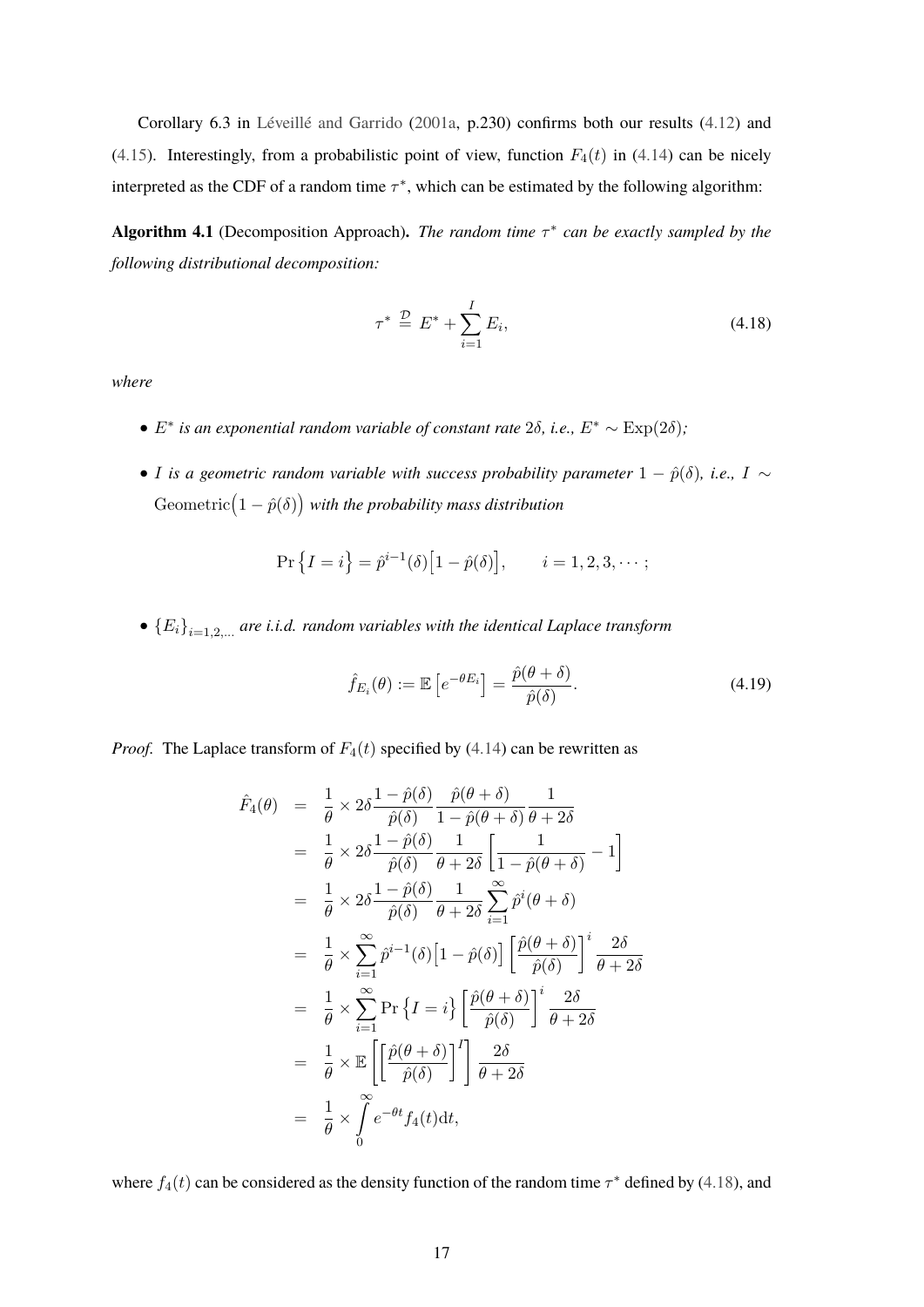Corollary 6.3 in Léveillé and Garrido (2001a, p.230) confirms both our results (4.12) and (4.15). Interestingly, from a probabilistic point of view, function $F_4(t)$ in (4.14) can be nicely interpreted as the CDF of a random time $\tau^*$, which can be estimated by the following algorithm:

**Algorithm 4.1** (Decomposition Approach)**.** *The random time $\tau^*$ can be exactly sampled by the following distributional decomposition:*

$$\tau^* \stackrel{\mathcal{D}}{=} E^* + \sum_{i=1}^{I} E_i, \tag{4.18}$$

*where*

- *$E^*$ is an exponential random variable of constant rate $2\delta$, i.e., $E^* \sim \mathrm{Exp}(2\delta)$;*
- *$I$ is a geometric random variable with success probability parameter $1 - \hat{p}(\delta)$, i.e., $I \sim \mathrm{Geometric}\big(1 - \hat{p}(\delta)\big)$ with the probability mass distribution*

$$\Pr\big\{I = i\big\} = \hat{p}^{i-1}(\delta)\big[1 - \hat{p}(\delta)\big], \qquad i = 1, 2, 3, \cdots;$$

- *$\{E_i\}_{i=1,2,\dots}$ are i.i.d. random variables with the identical Laplace transform*

$$\hat{f}_{E_i}(\theta) := \mathbb{E}\left[e^{-\theta E_i}\right] = \frac{\hat{p}(\theta + \delta)}{\hat{p}(\delta)}. \tag{4.19}$$

*Proof.* The Laplace transform of $F_4(t)$ specified by (4.14) can be rewritten as

$$\begin{aligned}
\hat{F}_4(\theta) &= \frac{1}{\theta} \times 2\delta \frac{1 - \hat{p}(\delta)}{\hat{p}(\delta)} \frac{\hat{p}(\theta + \delta)}{1 - \hat{p}(\theta + \delta)} \frac{1}{\theta + 2\delta} \\
&= \frac{1}{\theta} \times 2\delta \frac{1 - \hat{p}(\delta)}{\hat{p}(\delta)} \frac{1}{\theta + 2\delta} \left[\frac{1}{1 - \hat{p}(\theta + \delta)} - 1\right] \\
&= \frac{1}{\theta} \times 2\delta \frac{1 - \hat{p}(\delta)}{\hat{p}(\delta)} \frac{1}{\theta + 2\delta} \sum_{i=1}^{\infty} \hat{p}^i(\theta + \delta) \\
&= \frac{1}{\theta} \times \sum_{i=1}^{\infty} \hat{p}^{i-1}(\delta)\big[1 - \hat{p}(\delta)\big] \left[\frac{\hat{p}(\theta + \delta)}{\hat{p}(\delta)}\right]^i \frac{2\delta}{\theta + 2\delta} \\
&= \frac{1}{\theta} \times \sum_{i=1}^{\infty} \Pr\big\{I = i\big\} \left[\frac{\hat{p}(\theta + \delta)}{\hat{p}(\delta)}\right]^i \frac{2\delta}{\theta + 2\delta} \\
&= \frac{1}{\theta} \times \mathbb{E}\left[\left[\frac{\hat{p}(\theta + \delta)}{\hat{p}(\delta)}\right]^I\right] \frac{2\delta}{\theta + 2\delta} \\
&= \frac{1}{\theta} \times \int_0^{\infty} e^{-\theta t} f_4(t) \mathrm{d}t,
\end{aligned}$$

where $f_4(t)$ can be considered as the density function of the random time $\tau^*$ defined by (4.18), and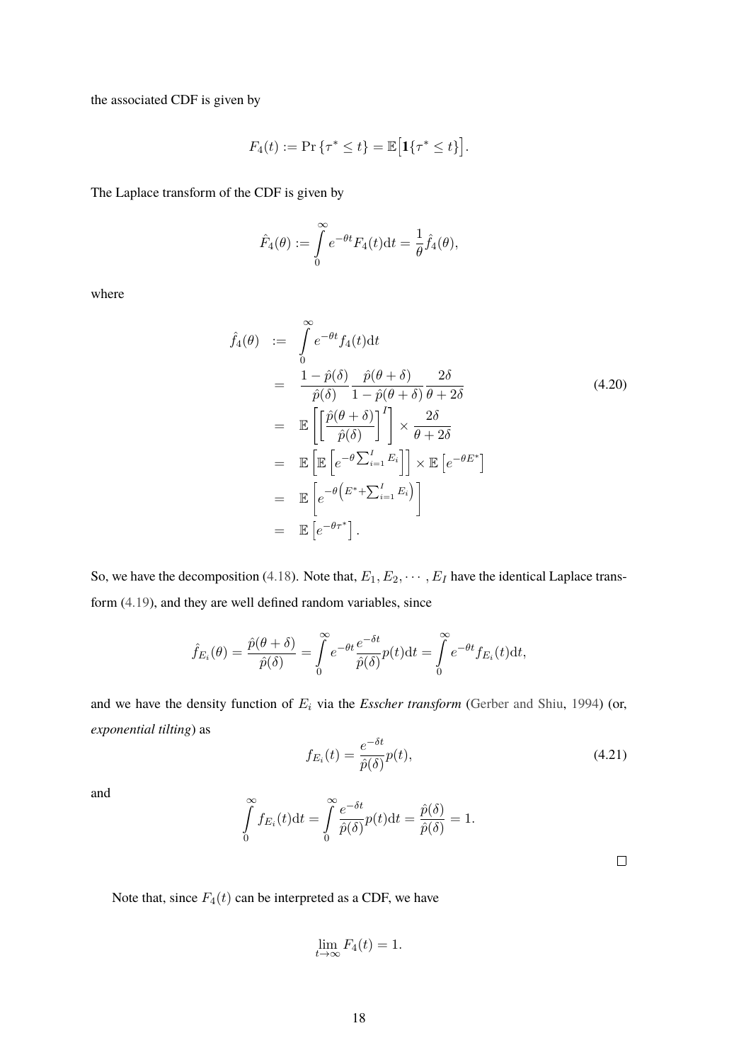the associated CDF is given by

$$F_4(t) := \Pr\{\tau^* \leq t\} = \mathbb{E}\Big[\mathbf{1}\{\tau^* \leq t\}\Big].$$

The Laplace transform of the CDF is given by

$$\hat{F}_4(\theta) := \int_0^\infty e^{-\theta t} F_4(t) \mathrm{d}t = \frac{1}{\theta} \hat{f}_4(\theta),$$

where

$$\begin{aligned}
\hat{f}_4(\theta) &:= \int_0^\infty e^{-\theta t} f_4(t) \mathrm{d}t \\
&= \frac{1 - \hat{p}(\delta)}{\hat{p}(\delta)} \frac{\hat{p}(\theta + \delta)}{1 - \hat{p}(\theta + \delta)} \frac{2\delta}{\theta + 2\delta} \\
&= \mathbb{E}\left[ \left[ \frac{\hat{p}(\theta + \delta)}{\hat{p}(\delta)} \right]^I \right] \times \frac{2\delta}{\theta + 2\delta} \\
&= \mathbb{E}\left[ \mathbb{E}\left[ e^{-\theta \sum_{i=1}^I E_i} \right] \right] \times \mathbb{E}\left[ e^{-\theta E^*} \right] \\
&= \mathbb{E}\left[ e^{-\theta \left( E^* + \sum_{i=1}^I E_i \right)} \right] \\
&= \mathbb{E}\left[ e^{-\theta \tau^*} \right].
\end{aligned} \tag{4.20}$$

So, we have the decomposition (4.18). Note that, $E_1, E_2, \cdots, E_I$ have the identical Laplace transform (4.19), and they are well defined random variables, since

$$\hat{f}_{E_i}(\theta) = \frac{\hat{p}(\theta + \delta)}{\hat{p}(\delta)} = \int_0^\infty e^{-\theta t} \frac{e^{-\delta t}}{\hat{p}(\delta)} p(t) \mathrm{d}t = \int_0^\infty e^{-\theta t} f_{E_i}(t) \mathrm{d}t,$$

and we have the density function of $E_i$ via the *Esscher transform* (Gerber and Shiu, 1994) (or, *exponential tilting*) as

$$f_{E_i}(t) = \frac{e^{-\delta t}}{\hat{p}(\delta)} p(t), \tag{4.21}$$

and

$$\int_0^\infty f_{E_i}(t) \mathrm{d}t = \int_0^\infty \frac{e^{-\delta t}}{\hat{p}(\delta)} p(t) \mathrm{d}t = \frac{\hat{p}(\delta)}{\hat{p}(\delta)} = 1.$$

□

Note that, since $F_4(t)$ can be interpreted as a CDF, we have

$$\lim_{t \to \infty} F_4(t) = 1.$$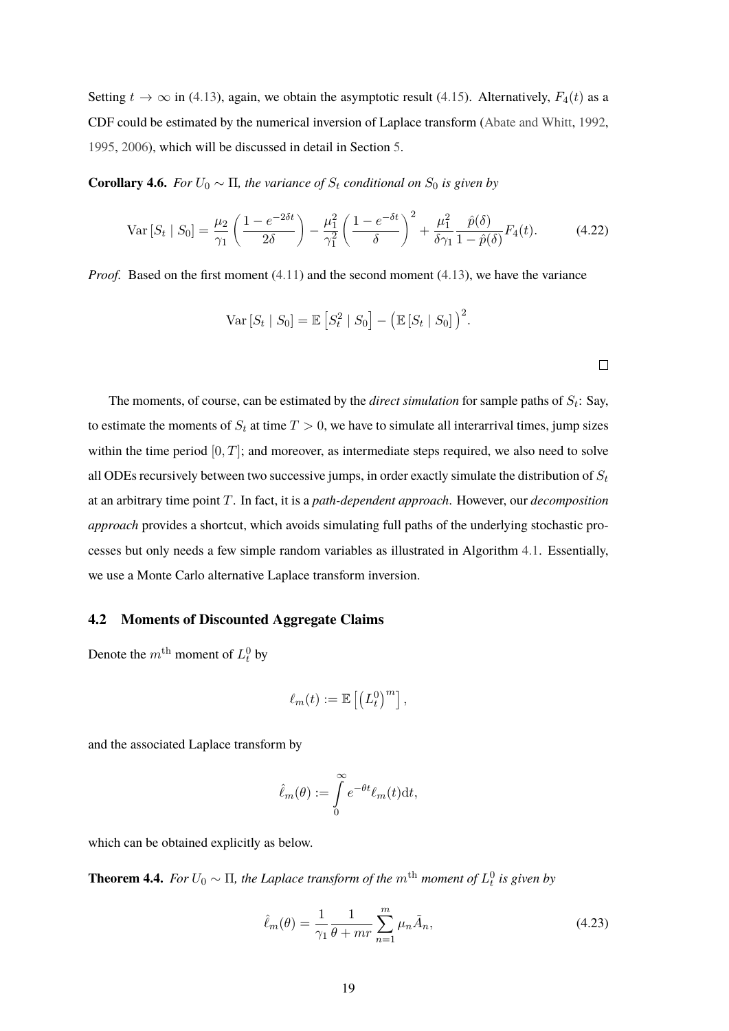Setting $t \to \infty$ in (4.13), again, we obtain the asymptotic result (4.15). Alternatively, $F_4(t)$ as a CDF could be estimated by the numerical inversion of Laplace transform (Abate and Whitt, 1992, 1995, 2006), which will be discussed in detail in Section 5.

**Corollary 4.6.** *For $U_0 \sim \Pi$, the variance of $S_t$ conditional on $S_0$ is given by*

$$\mathrm{Var}\left[S_t \mid S_0\right] = \frac{\mu_2}{\gamma_1}\left(\frac{1-e^{-2\delta t}}{2\delta}\right) - \frac{\mu_1^2}{\gamma_1^2}\left(\frac{1-e^{-\delta t}}{\delta}\right)^2 + \frac{\mu_1^2}{\delta\gamma_1}\frac{\hat{p}(\delta)}{1-\hat{p}(\delta)}F_4(t). \tag{4.22}$$

*Proof.* Based on the first moment (4.11) and the second moment (4.13), we have the variance

$$\mathrm{Var}\left[S_t \mid S_0\right] = \mathbb{E}\left[S_t^2 \mid S_0\right] - \Big(\mathbb{E}\left[S_t \mid S_0\right]\Big)^2.$$

□

The moments, of course, can be estimated by the *direct simulation* for sample paths of $S_t$: Say, to estimate the moments of $S_t$ at time $T > 0$, we have to simulate all interarrival times, jump sizes within the time period $[0, T]$; and moreover, as intermediate steps required, we also need to solve all ODEs recursively between two successive jumps, in order exactly simulate the distribution of $S_t$ at an arbitrary time point $T$. In fact, it is a *path-dependent approach*. However, our *decomposition approach* provides a shortcut, which avoids simulating full paths of the underlying stochastic processes but only needs a few simple random variables as illustrated in Algorithm 4.1. Essentially, we use a Monte Carlo alternative Laplace transform inversion.

### 4.2 Moments of Discounted Aggregate Claims

Denote the $m^{\text{th}}$ moment of $L_t^0$ by

$$\ell_m(t) := \mathbb{E}\left[\left(L_t^0\right)^m\right],$$

and the associated Laplace transform by

$$\hat{\ell}_m(\theta) := \int_0^\infty e^{-\theta t}\ell_m(t)\mathrm{d}t,$$

which can be obtained explicitly as below.

**Theorem 4.4.** *For $U_0 \sim \Pi$, the Laplace transform of the $m^{\text{th}}$ moment of $L_t^0$ is given by*

$$\hat{\ell}_m(\theta) = \frac{1}{\gamma_1}\frac{1}{\theta + mr}\sum_{n=1}^{m}\mu_n\tilde{A}_n, \tag{4.23}$$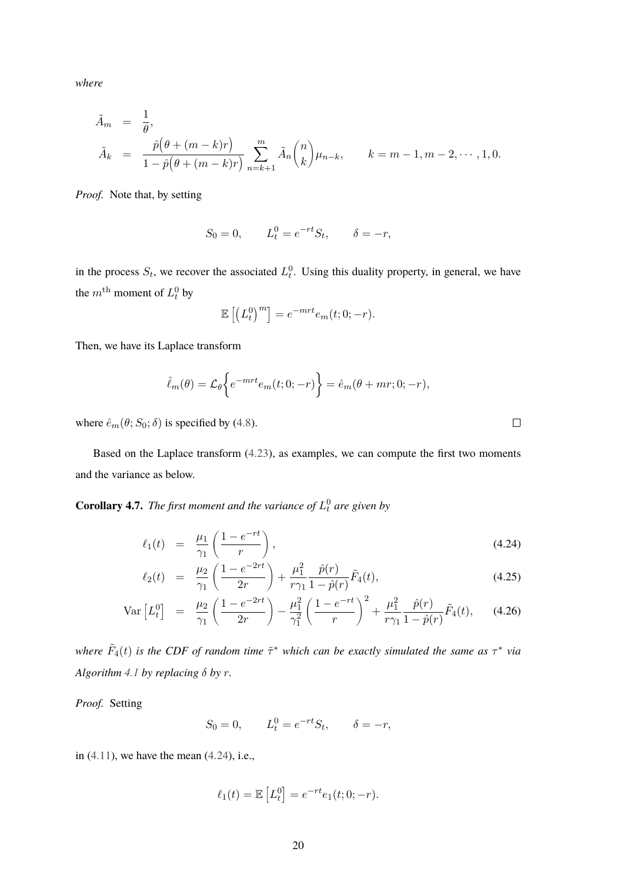*where*

$$
\begin{aligned}
\tilde{A}_m &= \frac{1}{\theta}, \\
\tilde{A}_k &= \frac{\hat{p}\big(\theta + (m-k)r\big)}{1 - \hat{p}\big(\theta + (m-k)r\big)} \sum_{n=k+1}^{m} \tilde{A}_n \binom{n}{k} \mu_{n-k}, \qquad k = m-1, m-2, \cdots, 1, 0.
\end{aligned}
$$

*Proof.* Note that, by setting

$$
S_0 = 0, \qquad L_t^0 = e^{-rt} S_t, \qquad \delta = -r,
$$

in the process $S_t$, we recover the associated $L_t^0$. Using this duality property, in general, we have the $m^{\text{th}}$ moment of $L_t^0$ by

$$
\mathbb{E}\left[\left(L_t^0\right)^m\right] = e^{-mrt} e_m(t; 0; -r).
$$

Then, we have its Laplace transform

$$
\hat{\ell}_m(\theta) = \mathcal{L}_\theta\Big\{e^{-mrt} e_m(t; 0; -r)\Big\} = \hat{e}_m(\theta + mr; 0; -r),
$$

where $\hat{e}_m(\theta; S_0; \delta)$ is specified by (4.8). □

Based on the Laplace transform (4.23), as examples, we can compute the first two moments and the variance as below.

**Corollary 4.7.** *The first moment and the variance of $L_t^0$ are given by*

$$
\ell_1(t) = \frac{\mu_1}{\gamma_1} \left(\frac{1 - e^{-rt}}{r}\right), \tag{4.24}
$$

$$
\ell_2(t) = \frac{\mu_2}{\gamma_1} \left(\frac{1 - e^{-2rt}}{2r}\right) + \frac{\mu_1^2}{r\gamma_1} \frac{\hat{p}(r)}{1 - \hat{p}(r)} \tilde{F}_4(t), \tag{4.25}
$$

$$
\mathrm{Var}\left[L_t^0\right] = \frac{\mu_2}{\gamma_1} \left(\frac{1 - e^{-2rt}}{2r}\right) - \frac{\mu_1^2}{\gamma_1^2} \left(\frac{1 - e^{-rt}}{r}\right)^2 + \frac{\mu_1^2}{r\gamma_1} \frac{\hat{p}(r)}{1 - \hat{p}(r)} \tilde{F}_4(t), \tag{4.26}
$$

*where $\tilde{F}_4(t)$ is the CDF of random time $\tilde{\tau}^*$ which can be exactly simulated the same as $\tau^*$ via Algorithm 4.1 by replacing $\delta$ by $r$.*

*Proof.* Setting

$$
S_0 = 0, \qquad L_t^0 = e^{-rt} S_t, \qquad \delta = -r,
$$

in (4.11), we have the mean (4.24), i.e.,

$$
\ell_1(t) = \mathbb{E}\left[L_t^0\right] = e^{-rt} e_1(t; 0; -r).
$$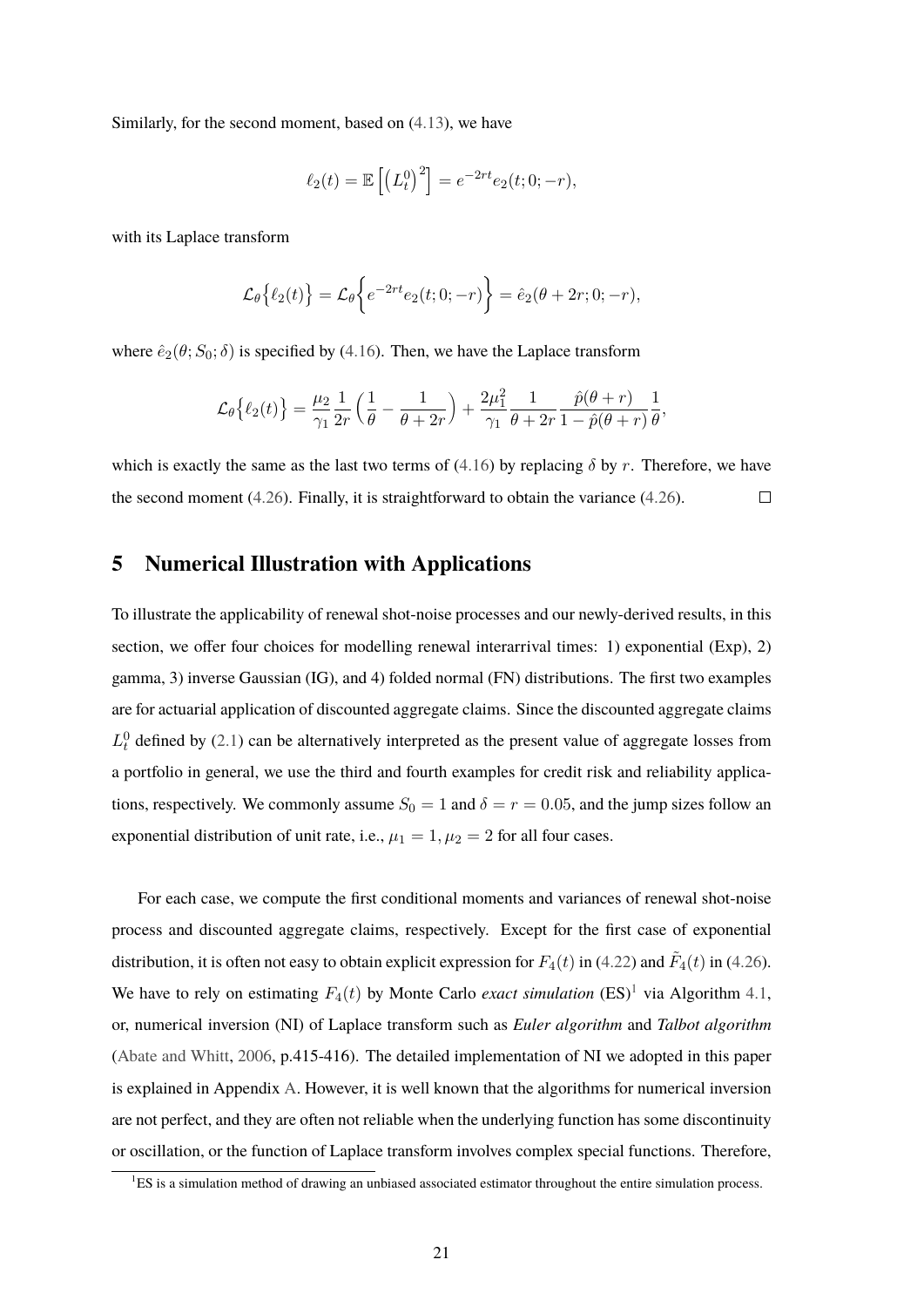Similarly, for the second moment, based on (4.13), we have

$$\ell_2(t) = \mathbb{E}\left[\left(L_t^0\right)^2\right] = e^{-2rt}e_2(t;0;-r),$$

with its Laplace transform

$$\mathcal{L}_\theta\Big\{\ell_2(t)\Big\} = \mathcal{L}_\theta\bigg\{e^{-2rt}e_2(t;0;-r)\bigg\} = \hat{e}_2(\theta+2r;0;-r),$$

where $\hat{e}_2(\theta;S_0;\delta)$ is specified by (4.16). Then, we have the Laplace transform

$$\mathcal{L}_\theta\Big\{\ell_2(t)\Big\} = \frac{\mu_2}{\gamma_1}\frac{1}{2r}\Big(\frac{1}{\theta}-\frac{1}{\theta+2r}\Big) + \frac{2\mu_1^2}{\gamma_1}\frac{1}{\theta+2r}\frac{\hat{p}(\theta+r)}{1-\hat{p}(\theta+r)}\frac{1}{\theta},$$

which is exactly the same as the last two terms of (4.16) by replacing $\delta$ by $r$. Therefore, we have the second moment (4.26). Finally, it is straightforward to obtain the variance (4.26). $\square$

## 5 Numerical Illustration with Applications

To illustrate the applicability of renewal shot-noise processes and our newly-derived results, in this section, we offer four choices for modelling renewal interarrival times: 1) exponential (Exp), 2) gamma, 3) inverse Gaussian (IG), and 4) folded normal (FN) distributions. The first two examples are for actuarial application of discounted aggregate claims. Since the discounted aggregate claims $L_t^0$ defined by (2.1) can be alternatively interpreted as the present value of aggregate losses from a portfolio in general, we use the third and fourth examples for credit risk and reliability applications, respectively. We commonly assume $S_0 = 1$ and $\delta = r = 0.05$, and the jump sizes follow an exponential distribution of unit rate, i.e., $\mu_1 = 1, \mu_2 = 2$ for all four cases.

For each case, we compute the first conditional moments and variances of renewal shot-noise process and discounted aggregate claims, respectively. Except for the first case of exponential distribution, it is often not easy to obtain explicit expression for $F_4(t)$ in (4.22) and $\tilde{F}_4(t)$ in (4.26). We have to rely on estimating $F_4(t)$ by Monte Carlo *exact simulation* (ES)[1] via Algorithm 4.1, or, numerical inversion (NI) of Laplace transform such as *Euler algorithm* and *Talbot algorithm* (Abate and Whitt, 2006, p.415-416). The detailed implementation of NI we adopted in this paper is explained in Appendix A. However, it is well known that the algorithms for numerical inversion are not perfect, and they are often not reliable when the underlying function has some discontinuity or oscillation, or the function of Laplace transform involves complex special functions. Therefore,

[1] ES is a simulation method of drawing an unbiased associated estimator throughout the entire simulation process.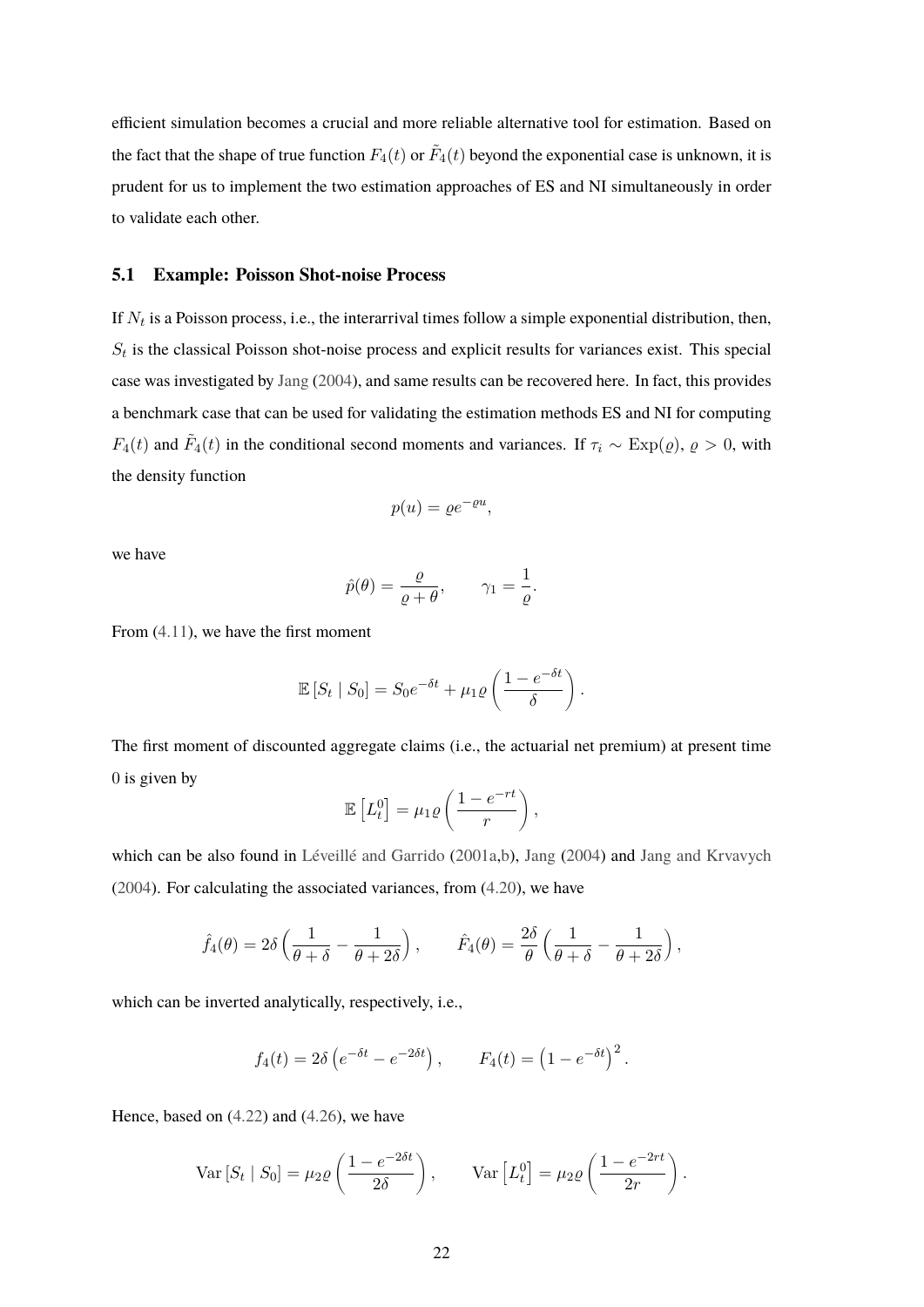efficient simulation becomes a crucial and more reliable alternative tool for estimation. Based on the fact that the shape of true function $F_4(t)$ or $\tilde{F}_4(t)$ beyond the exponential case is unknown, it is prudent for us to implement the two estimation approaches of ES and NI simultaneously in order to validate each other.

### 5.1 Example: Poisson Shot-noise Process

If $N_t$ is a Poisson process, i.e., the interarrival times follow a simple exponential distribution, then, $S_t$ is the classical Poisson shot-noise process and explicit results for variances exist. This special case was investigated by Jang (2004), and same results can be recovered here. In fact, this provides a benchmark case that can be used for validating the estimation methods ES and NI for computing $F_4(t)$ and $\tilde{F}_4(t)$ in the conditional second moments and variances. If $\tau_i \sim \text{Exp}(\varrho)$, $\varrho > 0$, with the density function

$$p(u) = \varrho e^{-\varrho u},$$

we have

$$\hat{p}(\theta) = \frac{\varrho}{\varrho + \theta}, \qquad \gamma_1 = \frac{1}{\varrho}.$$

From (4.11), we have the first moment

$$\mathbb{E}\left[S_t \mid S_0\right] = S_0 e^{-\delta t} + \mu_1 \varrho \left(\frac{1 - e^{-\delta t}}{\delta}\right).$$

The first moment of discounted aggregate claims (i.e., the actuarial net premium) at present time 0 is given by

$$\mathbb{E}\left[L_t^0\right] = \mu_1 \varrho \left(\frac{1 - e^{-rt}}{r}\right),$$

which can be also found in Léveillé and Garrido (2001a,b), Jang (2004) and Jang and Krvavych (2004). For calculating the associated variances, from (4.20), we have

$$\hat{f}_4(\theta) = 2\delta\left(\frac{1}{\theta + \delta} - \frac{1}{\theta + 2\delta}\right), \qquad \hat{F}_4(\theta) = \frac{2\delta}{\theta}\left(\frac{1}{\theta + \delta} - \frac{1}{\theta + 2\delta}\right),$$

which can be inverted analytically, respectively, i.e.,

$$f_4(t) = 2\delta\left(e^{-\delta t} - e^{-2\delta t}\right), \qquad F_4(t) = \left(1 - e^{-\delta t}\right)^2.$$

Hence, based on (4.22) and (4.26), we have

$$\text{Var}\left[S_t \mid S_0\right] = \mu_2 \varrho \left(\frac{1 - e^{-2\delta t}}{2\delta}\right), \qquad \text{Var}\left[L_t^0\right] = \mu_2 \varrho \left(\frac{1 - e^{-2rt}}{2r}\right).$$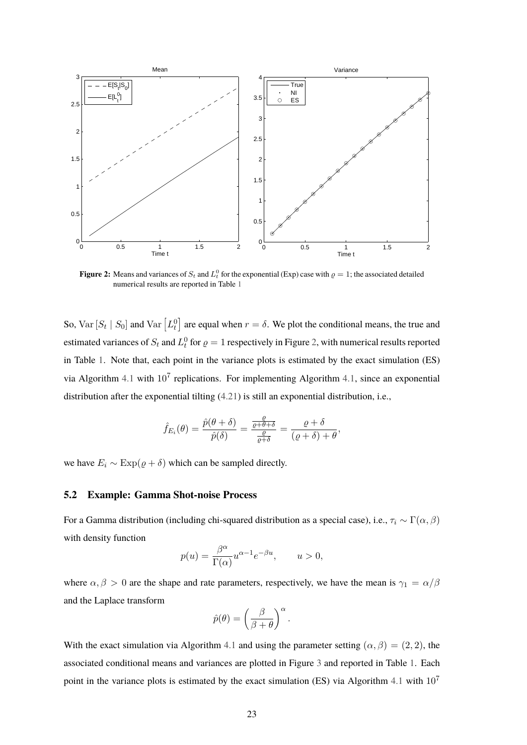**Figure 2:** Means and variances of $S_t$ and $L_t^0$ for the exponential (Exp) case with $\varrho = 1$; the associated detailed numerical results are reported in Table 1

So, $\text{Var}\left[S_t \mid S_0\right]$ and $\text{Var}\left[L_t^0\right]$ are equal when $r = \delta$. We plot the conditional means, the true and estimated variances of $S_t$ and $L_t^0$ for $\varrho = 1$ respectively in Figure 2, with numerical results reported in Table 1. Note that, each point in the variance plots is estimated by the exact simulation (ES) via Algorithm 4.1 with $10^7$ replications. For implementing Algorithm 4.1, since an exponential distribution after the exponential tilting (4.21) is still an exponential distribution, i.e.,

$$\hat{f}_{E_i}(\theta) = \frac{\hat{p}(\theta + \delta)}{\hat{p}(\delta)} = \frac{\frac{\varrho}{\varrho+\theta+\delta}}{\frac{\varrho}{\varrho+\delta}} = \frac{\varrho + \delta}{(\varrho + \delta) + \theta},$$

we have $E_i \sim \text{Exp}(\varrho + \delta)$ which can be sampled directly.

### 5.2 Example: Gamma Shot-noise Process

For a Gamma distribution (including chi-squared distribution as a special case), i.e., $\tau_i \sim \Gamma(\alpha, \beta)$ with density function

$$p(u) = \frac{\beta^\alpha}{\Gamma(\alpha)} u^{\alpha-1} e^{-\beta u}, \qquad u > 0,$$

where $\alpha, \beta > 0$ are the shape and rate parameters, respectively, we have the mean is $\gamma_1 = \alpha/\beta$ and the Laplace transform

$$\hat{p}(\theta) = \left(\frac{\beta}{\beta + \theta}\right)^\alpha.$$

With the exact simulation via Algorithm 4.1 and using the parameter setting $(\alpha, \beta) = (2, 2)$, the associated conditional means and variances are plotted in Figure 3 and reported in Table 1. Each point in the variance plots is estimated by the exact simulation (ES) via Algorithm 4.1 with $10^7$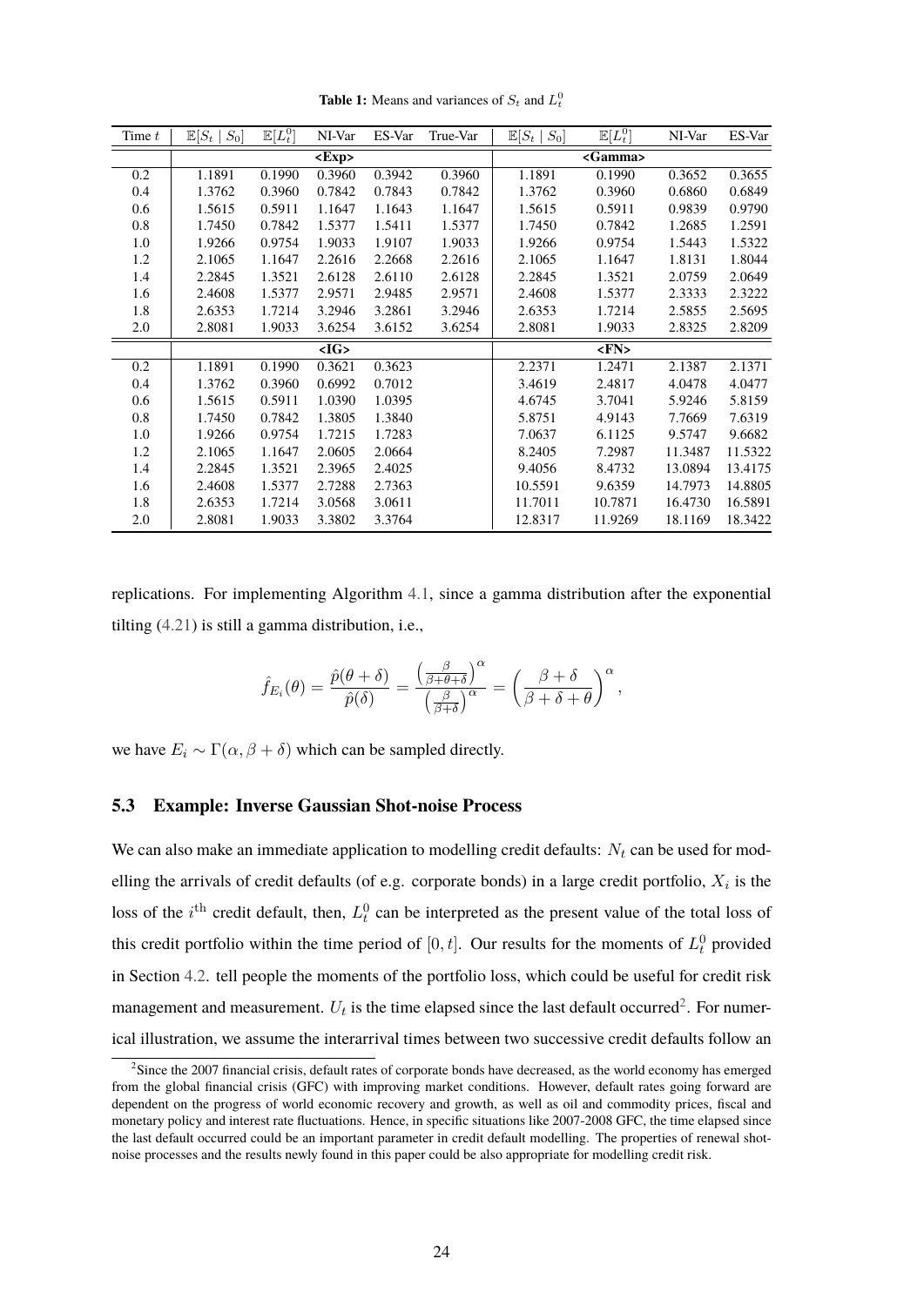**Table 1:** Means and variances of $S_t$ and $L_t^0$

| Time $t$ | $\mathbb{E}[S_t \mid S_0]$ | $\mathbb{E}[L_t^0]$ | NI-Var | ES-Var | True-Var | $\mathbb{E}[S_t \mid S_0]$ | $\mathbb{E}[L_t^0]$ | NI-Var | ES-Var |
|---|---|---|---|---|---|---|---|---|---|
| | | | **<Exp>** | | | | **<Gamma>** | | |
| 0.2 | 1.1891 | 0.1990 | 0.3960 | 0.3942 | 0.3960 | 1.1891 | 0.1990 | 0.3652 | 0.3655 |
| 0.4 | 1.3762 | 0.3960 | 0.7842 | 0.7843 | 0.7842 | 1.3762 | 0.3960 | 0.6860 | 0.6849 |
| 0.6 | 1.5615 | 0.5911 | 1.1647 | 1.1643 | 1.1647 | 1.5615 | 0.5911 | 0.9839 | 0.9790 |
| 0.8 | 1.7450 | 0.7842 | 1.5377 | 1.5411 | 1.5377 | 1.7450 | 0.7842 | 1.2685 | 1.2591 |
| 1.0 | 1.9266 | 0.9754 | 1.9033 | 1.9107 | 1.9033 | 1.9266 | 0.9754 | 1.5443 | 1.5322 |
| 1.2 | 2.1065 | 1.1647 | 2.2616 | 2.2668 | 2.2616 | 2.1065 | 1.1647 | 1.8131 | 1.8044 |
| 1.4 | 2.2845 | 1.3521 | 2.6128 | 2.6110 | 2.6128 | 2.2845 | 1.3521 | 2.0759 | 2.0649 |
| 1.6 | 2.4608 | 1.5377 | 2.9571 | 2.9485 | 2.9571 | 2.4608 | 1.5377 | 2.3333 | 2.3222 |
| 1.8 | 2.6353 | 1.7214 | 3.2946 | 3.2861 | 3.2946 | 2.6353 | 1.7214 | 2.5855 | 2.5695 |
| 2.0 | 2.8081 | 1.9033 | 3.6254 | 3.6152 | 3.6254 | 2.8081 | 1.9033 | 2.8325 | 2.8209 |
| | | | **<IG>** | | | | **<FN>** | | |
| 0.2 | 1.1891 | 0.1990 | 0.3621 | 0.3623 | | 2.2371 | 1.2471 | 2.1387 | 2.1371 |
| 0.4 | 1.3762 | 0.3960 | 0.6992 | 0.7012 | | 3.4619 | 2.4817 | 4.0478 | 4.0477 |
| 0.6 | 1.5615 | 0.5911 | 1.0390 | 1.0395 | | 4.6745 | 3.7041 | 5.9246 | 5.8159 |
| 0.8 | 1.7450 | 0.7842 | 1.3805 | 1.3840 | | 5.8751 | 4.9143 | 7.7669 | 7.6319 |
| 1.0 | 1.9266 | 0.9754 | 1.7215 | 1.7283 | | 7.0637 | 6.1125 | 9.5747 | 9.6682 |
| 1.2 | 2.1065 | 1.1647 | 2.0605 | 2.0664 | | 8.2405 | 7.2987 | 11.3487 | 11.5322 |
| 1.4 | 2.2845 | 1.3521 | 2.3965 | 2.4025 | | 9.4056 | 8.4732 | 13.0894 | 13.4175 |
| 1.6 | 2.4608 | 1.5377 | 2.7288 | 2.7363 | | 10.5591 | 9.6359 | 14.7973 | 14.8805 |
| 1.8 | 2.6353 | 1.7214 | 3.0568 | 3.0611 | | 11.7011 | 10.7871 | 16.4730 | 16.5891 |
| 2.0 | 2.8081 | 1.9033 | 3.3802 | 3.3764 | | 12.8317 | 11.9269 | 18.1169 | 18.3422 |

replications. For implementing Algorithm 4.1, since a gamma distribution after the exponential tilting (4.21) is still a gamma distribution, i.e.,

$$\hat{f}_{E_i}(\theta) = \frac{\hat{p}(\theta + \delta)}{\hat{p}(\delta)} = \frac{\left(\frac{\beta}{\beta+\theta+\delta}\right)^{\alpha}}{\left(\frac{\beta}{\beta+\delta}\right)^{\alpha}} = \left(\frac{\beta + \delta}{\beta + \delta + \theta}\right)^{\alpha},$$

we have $E_i \sim \Gamma(\alpha, \beta + \delta)$ which can be sampled directly.

### 5.3 Example: Inverse Gaussian Shot-noise Process

We can also make an immediate application to modelling credit defaults: $N_t$ can be used for modelling the arrivals of credit defaults (of e.g. corporate bonds) in a large credit portfolio, $X_i$ is the loss of the $i^{\text{th}}$ credit default, then, $L_t^0$ can be interpreted as the present value of the total loss of this credit portfolio within the time period of $[0, t]$. Our results for the moments of $L_t^0$ provided in Section 4.2. tell people the moments of the portfolio loss, which could be useful for credit risk management and measurement. $U_t$ is the time elapsed since the last default occurred[2]. For numerical illustration, we assume the interarrival times between two successive credit defaults follow an

[2] Since the 2007 financial crisis, default rates of corporate bonds have decreased, as the world economy has emerged from the global financial crisis (GFC) with improving market conditions. However, default rates going forward are dependent on the progress of world economic recovery and growth, as well as oil and commodity prices, fiscal and monetary policy and interest rate fluctuations. Hence, in specific situations like 2007-2008 GFC, the time elapsed since the last default occurred could be an important parameter in credit default modelling. The properties of renewal shot-noise processes and the results newly found in this paper could be also appropriate for modelling credit risk.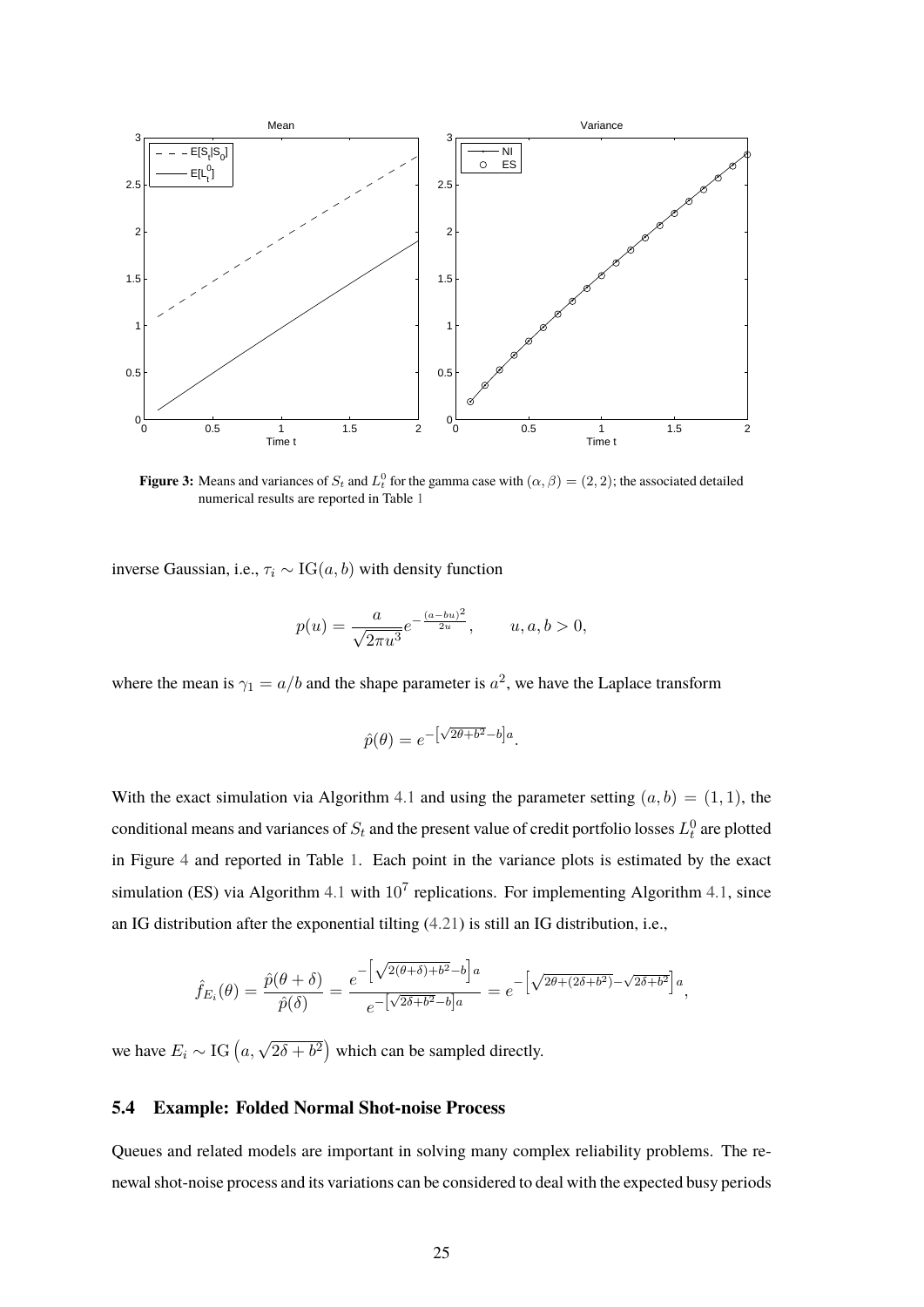**Figure 3:** Means and variances of $S_t$ and $L_t^0$ for the gamma case with $(\alpha, \beta) = (2, 2)$; the associated detailed numerical results are reported in Table 1

inverse Gaussian, i.e., $\tau_i \sim \text{IG}(a, b)$ with density function

$$p(u) = \frac{a}{\sqrt{2\pi u^3}} e^{-\frac{(a-bu)^2}{2u}}, \qquad u, a, b > 0,$$

where the mean is $\gamma_1 = a/b$ and the shape parameter is $a^2$, we have the Laplace transform

$$\hat{p}(\theta) = e^{-\left[\sqrt{2\theta+b^2}-b\right]a}.$$

With the exact simulation via Algorithm 4.1 and using the parameter setting $(a, b) = (1, 1)$, the conditional means and variances of $S_t$ and the present value of credit portfolio losses $L_t^0$ are plotted in Figure 4 and reported in Table 1. Each point in the variance plots is estimated by the exact simulation (ES) via Algorithm 4.1 with $10^7$ replications. For implementing Algorithm 4.1, since an IG distribution after the exponential tilting (4.21) is still an IG distribution, i.e.,

$$\hat{f}_{E_i}(\theta) = \frac{\hat{p}(\theta+\delta)}{\hat{p}(\delta)} = \frac{e^{-\left[\sqrt{2(\theta+\delta)+b^2}-b\right]a}}{e^{-\left[\sqrt{2\delta+b^2}-b\right]a}} = e^{-\left[\sqrt{2\theta+(2\delta+b^2)}-\sqrt{2\delta+b^2}\right]a},$$

we have $E_i \sim \text{IG}\left(a, \sqrt{2\delta+b^2}\right)$ which can be sampled directly.

### 5.4 Example: Folded Normal Shot-noise Process

Queues and related models are important in solving many complex reliability problems. The renewal shot-noise process and its variations can be considered to deal with the expected busy periods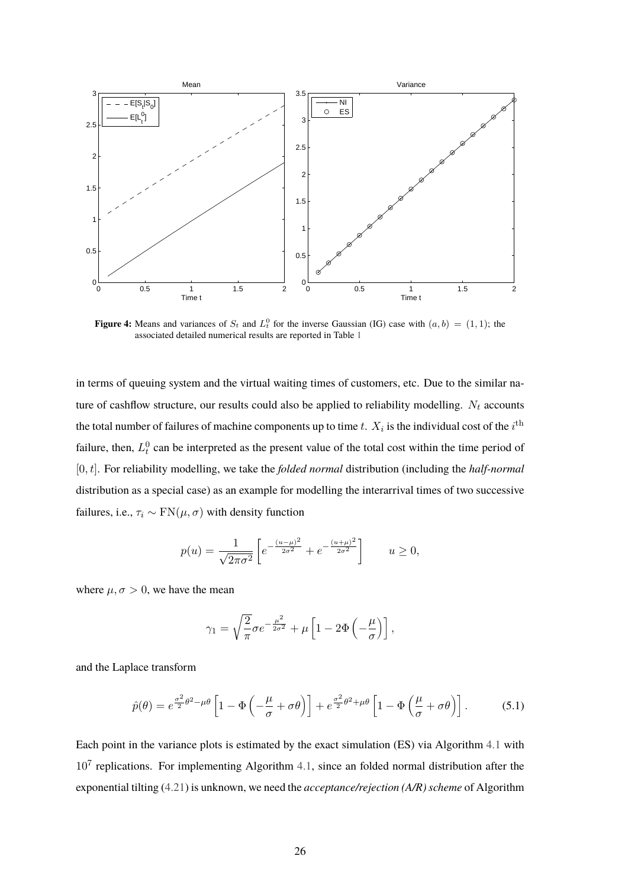**Figure 4:** Means and variances of $S_t$ and $L_t^0$ for the inverse Gaussian (IG) case with $(a, b) = (1, 1)$; the associated detailed numerical results are reported in Table 1

in terms of queuing system and the virtual waiting times of customers, etc. Due to the similar nature of cashflow structure, our results could also be applied to reliability modelling. $N_t$ accounts the total number of failures of machine components up to time $t$. $X_i$ is the individual cost of the $i^{\text{th}}$ failure, then, $L_t^0$ can be interpreted as the present value of the total cost within the time period of $[0, t]$. For reliability modelling, we take the *folded normal* distribution (including the *half-normal* distribution as a special case) as an example for modelling the interarrival times of two successive failures, i.e., $\tau_i \sim \text{FN}(\mu, \sigma)$ with density function

$$p(u) = \frac{1}{\sqrt{2\pi\sigma^2}} \left[ e^{-\frac{(u-\mu)^2}{2\sigma^2}} + e^{-\frac{(u+\mu)^2}{2\sigma^2}} \right] \qquad u \geq 0,$$

where $\mu, \sigma > 0$, we have the mean

$$\gamma_1 = \sqrt{\frac{2}{\pi}} \sigma e^{-\frac{\mu^2}{2\sigma^2}} + \mu \left[ 1 - 2\Phi\left(-\frac{\mu}{\sigma}\right) \right],$$

and the Laplace transform

$$\hat{p}(\theta) = e^{\frac{\sigma^2}{2}\theta^2 - \mu\theta} \left[ 1 - \Phi\left(-\frac{\mu}{\sigma} + \sigma\theta\right) \right] + e^{\frac{\sigma^2}{2}\theta^2 + \mu\theta} \left[ 1 - \Phi\left(\frac{\mu}{\sigma} + \sigma\theta\right) \right]. \tag{5.1}$$

Each point in the variance plots is estimated by the exact simulation (ES) via Algorithm 4.1 with $10^7$ replications. For implementing Algorithm 4.1, since an folded normal distribution after the exponential tilting (4.21) is unknown, we need the *acceptance/rejection (A/R) scheme* of Algorithm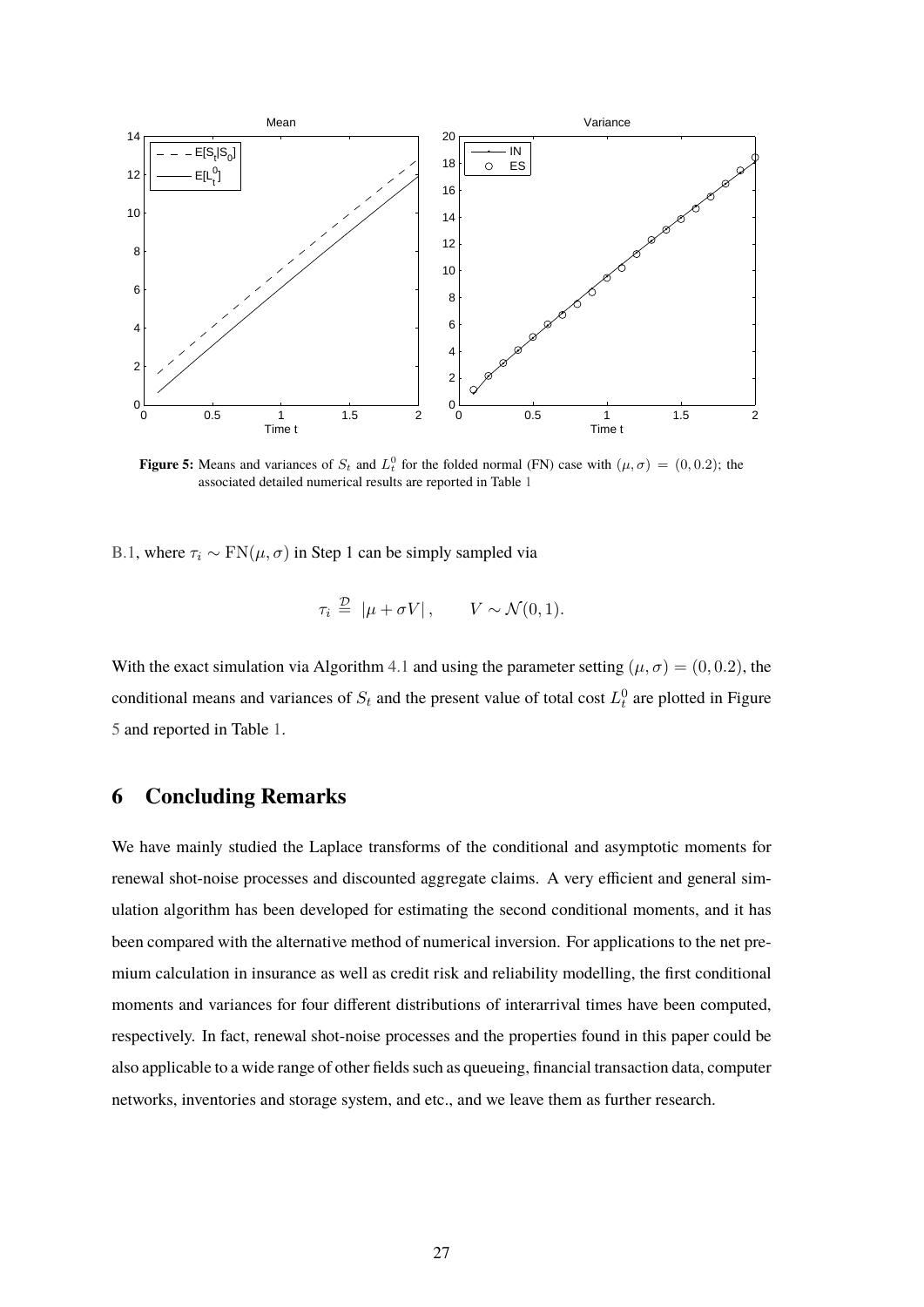**Figure 5:** Means and variances of $S_t$ and $L_t^0$ for the folded normal (FN) case with $(\mu, \sigma) = (0, 0.2)$; the associated detailed numerical results are reported in Table 1

B.1, where $\tau_i \sim \text{FN}(\mu, \sigma)$ in Step 1 can be simply sampled via

$$\tau_i \stackrel{\mathcal{D}}{=} |\mu + \sigma V|, \qquad V \sim \mathcal{N}(0, 1).$$

With the exact simulation via Algorithm 4.1 and using the parameter setting $(\mu, \sigma) = (0, 0.2)$, the conditional means and variances of $S_t$ and the present value of total cost $L_t^0$ are plotted in Figure 5 and reported in Table 1.

## 6 Concluding Remarks

We have mainly studied the Laplace transforms of the conditional and asymptotic moments for renewal shot-noise processes and discounted aggregate claims. A very efficient and general simulation algorithm has been developed for estimating the second conditional moments, and it has been compared with the alternative method of numerical inversion. For applications to the net premium calculation in insurance as well as credit risk and reliability modelling, the first conditional moments and variances for four different distributions of interarrival times have been computed, respectively. In fact, renewal shot-noise processes and the properties found in this paper could be also applicable to a wide range of other fields such as queueing, financial transaction data, computer networks, inventories and storage system, and etc., and we leave them as further research.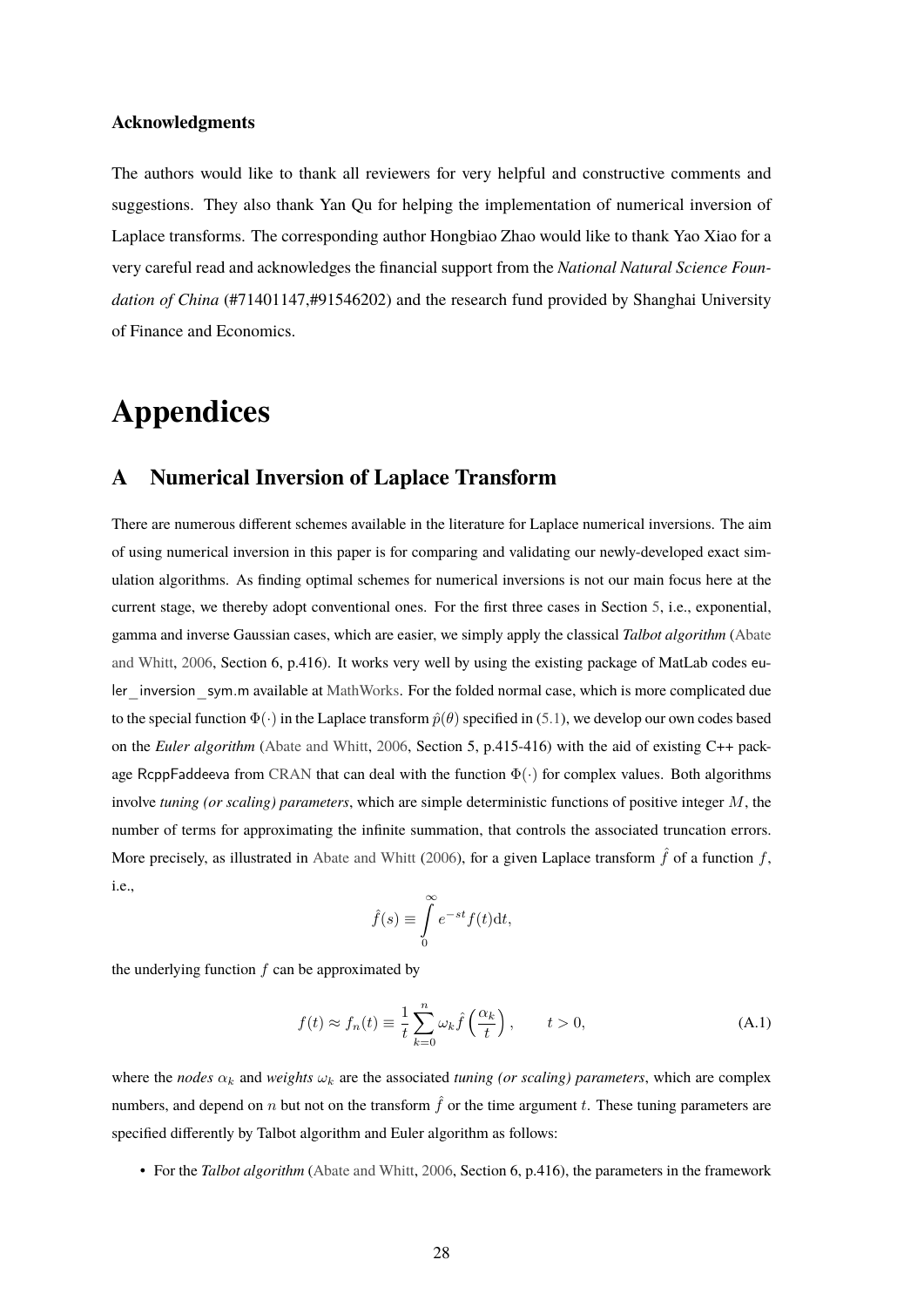### Acknowledgments

The authors would like to thank all reviewers for very helpful and constructive comments and suggestions. They also thank Yan Qu for helping the implementation of numerical inversion of Laplace transforms. The corresponding author Hongbiao Zhao would like to thank Yao Xiao for a very careful read and acknowledges the financial support from the *National Natural Science Foundation of China* (#71401147,#91546202) and the research fund provided by Shanghai University of Finance and Economics.

# Appendices

## A Numerical Inversion of Laplace Transform

There are numerous different schemes available in the literature for Laplace numerical inversions. The aim of using numerical inversion in this paper is for comparing and validating our newly-developed exact simulation algorithms. As finding optimal schemes for numerical inversions is not our main focus here at the current stage, we thereby adopt conventional ones. For the first three cases in Section 5, i.e., exponential, gamma and inverse Gaussian cases, which are easier, we simply apply the classical *Talbot algorithm* (Abate and Whitt, 2006, Section 6, p.416). It works very well by using the existing package of MatLab codes euler_inversion_sym.m available at MathWorks. For the folded normal case, which is more complicated due to the special function $\Phi(\cdot)$ in the Laplace transform $\hat{p}(\theta)$ specified in (5.1), we develop our own codes based on the *Euler algorithm* (Abate and Whitt, 2006, Section 5, p.415-416) with the aid of existing C++ package RcppFaddeeva from CRAN that can deal with the function $\Phi(\cdot)$ for complex values. Both algorithms involve *tuning (or scaling) parameters*, which are simple deterministic functions of positive integer $M$, the number of terms for approximating the infinite summation, that controls the associated truncation errors. More precisely, as illustrated in Abate and Whitt (2006), for a given Laplace transform $\hat{f}$ of a function $f$, i.e.,

$$\hat{f}(s) \equiv \int_0^\infty e^{-st} f(t)\mathrm{d}t,$$

the underlying function $f$ can be approximated by

$$f(t) \approx f_n(t) \equiv \frac{1}{t}\sum_{k=0}^{n} \omega_k \hat{f}\left(\frac{\alpha_k}{t}\right), \qquad t > 0, \tag{A.1}$$

where the *nodes* $\alpha_k$ and *weights* $\omega_k$ are the associated *tuning (or scaling) parameters*, which are complex numbers, and depend on $n$ but not on the transform $\hat{f}$ or the time argument $t$. These tuning parameters are specified differently by Talbot algorithm and Euler algorithm as follows:

- For the *Talbot algorithm* (Abate and Whitt, 2006, Section 6, p.416), the parameters in the framework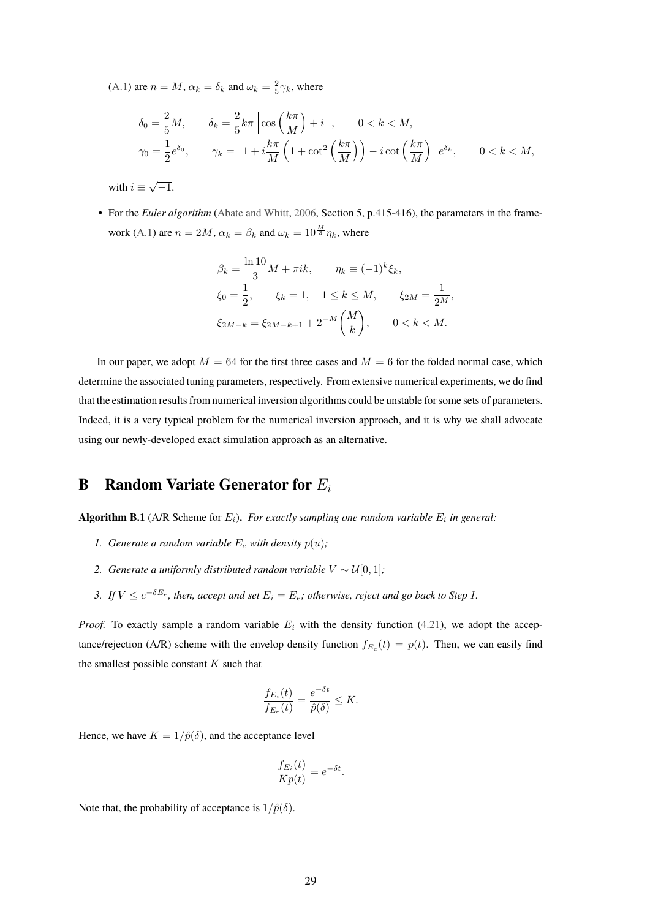(A.1) are $n = M$, $\alpha_k = \delta_k$ and $\omega_k = \frac{2}{5}\gamma_k$, where

$$\delta_0 = \frac{2}{5}M, \qquad \delta_k = \frac{2}{5}k\pi\left[\cos\left(\frac{k\pi}{M}\right) + i\right], \qquad 0 < k < M,$$
$$\gamma_0 = \frac{1}{2}e^{\delta_0}, \qquad \gamma_k = \left[1 + i\frac{k\pi}{M}\left(1 + \cot^2\left(\frac{k\pi}{M}\right)\right) - i\cot\left(\frac{k\pi}{M}\right)\right]e^{\delta_k}, \qquad 0 < k < M,$$

with $i \equiv \sqrt{-1}$.

- For the *Euler algorithm* (Abate and Whitt, 2006, Section 5, p.415-416), the parameters in the framework (A.1) are $n = 2M$, $\alpha_k = \beta_k$ and $\omega_k = 10^{\frac{M}{3}}\eta_k$, where

$$\beta_k = \frac{\ln 10}{3}M + \pi i k, \qquad \eta_k \equiv (-1)^k \xi_k,$$
$$\xi_0 = \frac{1}{2}, \qquad \xi_k = 1, \quad 1 \le k \le M, \qquad \xi_{2M} = \frac{1}{2^M},$$
$$\xi_{2M-k} = \xi_{2M-k+1} + 2^{-M}\binom{M}{k}, \qquad 0 < k < M.$$

In our paper, we adopt $M = 64$ for the first three cases and $M = 6$ for the folded normal case, which determine the associated tuning parameters, respectively. From extensive numerical experiments, we do find that the estimation results from numerical inversion algorithms could be unstable for some sets of parameters. Indeed, it is a very typical problem for the numerical inversion approach, and it is why we shall advocate using our newly-developed exact simulation approach as an alternative.

# B Random Variate Generator for $E_i$

**Algorithm B.1** (A/R Scheme for $E_i$)**.** *For exactly sampling one random variable $E_i$ in general:*

1. *Generate a random variable $E_e$ with density $p(u)$;*
2. *Generate a uniformly distributed random variable $V \sim \mathcal{U}[0, 1]$;*
3. *If $V \le e^{-\delta E_e}$, then, accept and set $E_i = E_e$; otherwise, reject and go back to Step 1.*

*Proof.* To exactly sample a random variable $E_i$ with the density function (4.21), we adopt the acceptance/rejection (A/R) scheme with the envelop density function $f_{E_e}(t) = p(t)$. Then, we can easily find the smallest possible constant $K$ such that

$$\frac{f_{E_i}(t)}{f_{E_e}(t)} = \frac{e^{-\delta t}}{\hat{p}(\delta)} \le K.$$

Hence, we have $K = 1/\hat{p}(\delta)$, and the acceptance level

$$\frac{f_{E_i}(t)}{Kp(t)} = e^{-\delta t}.$$

Note that, the probability of acceptance is $1/\hat{p}(\delta)$. ∎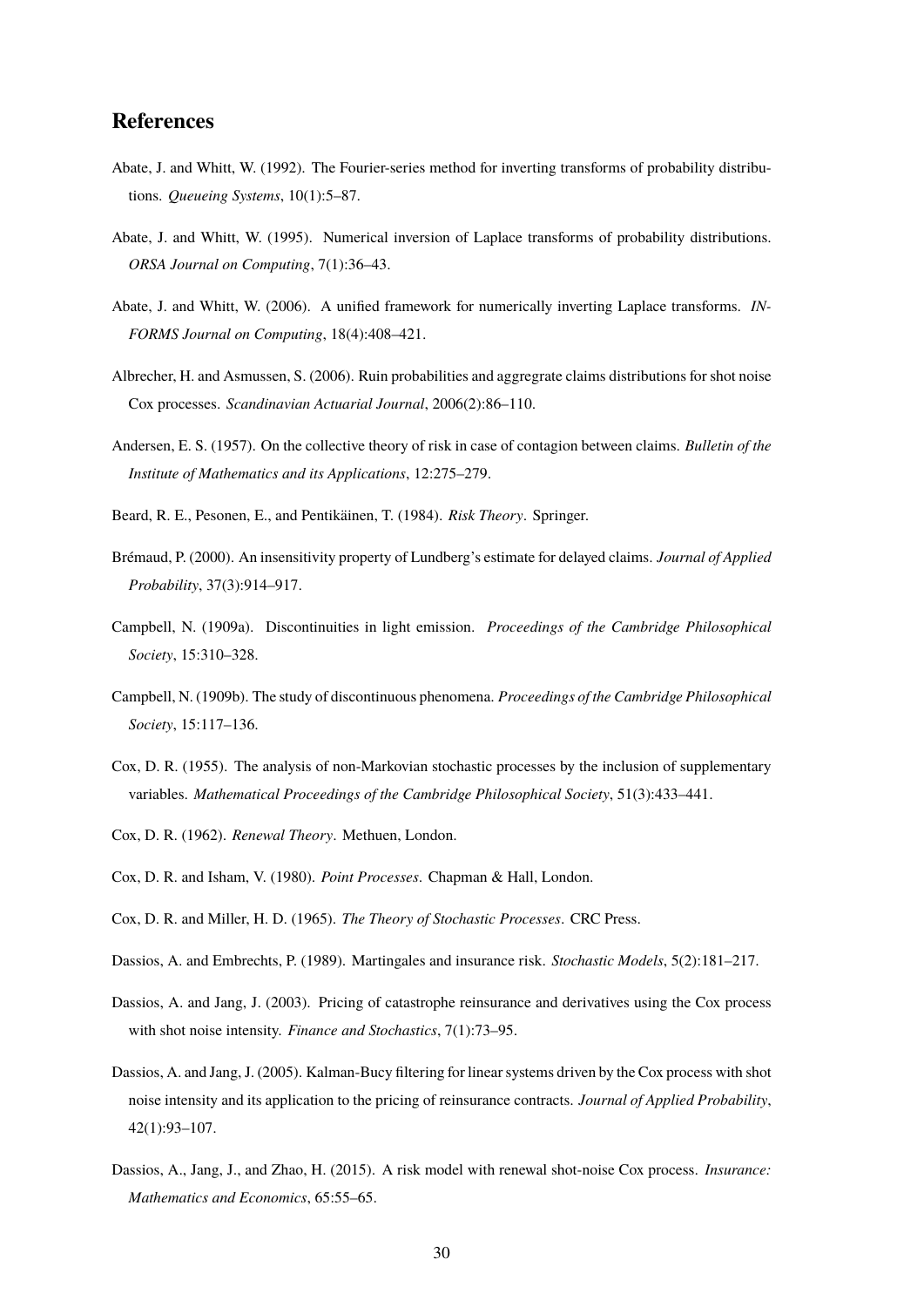## References

Abate, J. and Whitt, W. (1992). The Fourier-series method for inverting transforms of probability distributions. *Queueing Systems*, 10(1):5–87.

Abate, J. and Whitt, W. (1995). Numerical inversion of Laplace transforms of probability distributions. *ORSA Journal on Computing*, 7(1):36–43.

Abate, J. and Whitt, W. (2006). A unified framework for numerically inverting Laplace transforms. *INFORMS Journal on Computing*, 18(4):408–421.

Albrecher, H. and Asmussen, S. (2006). Ruin probabilities and aggregrate claims distributions for shot noise Cox processes. *Scandinavian Actuarial Journal*, 2006(2):86–110.

Andersen, E. S. (1957). On the collective theory of risk in case of contagion between claims. *Bulletin of the Institute of Mathematics and its Applications*, 12:275–279.

Beard, R. E., Pesonen, E., and Pentikäinen, T. (1984). *Risk Theory*. Springer.

Brémaud, P. (2000). An insensitivity property of Lundberg's estimate for delayed claims. *Journal of Applied Probability*, 37(3):914–917.

Campbell, N. (1909a). Discontinuities in light emission. *Proceedings of the Cambridge Philosophical Society*, 15:310–328.

Campbell, N. (1909b). The study of discontinuous phenomena. *Proceedings of the Cambridge Philosophical Society*, 15:117–136.

Cox, D. R. (1955). The analysis of non-Markovian stochastic processes by the inclusion of supplementary variables. *Mathematical Proceedings of the Cambridge Philosophical Society*, 51(3):433–441.

Cox, D. R. (1962). *Renewal Theory*. Methuen, London.

Cox, D. R. and Isham, V. (1980). *Point Processes*. Chapman & Hall, London.

Cox, D. R. and Miller, H. D. (1965). *The Theory of Stochastic Processes*. CRC Press.

Dassios, A. and Embrechts, P. (1989). Martingales and insurance risk. *Stochastic Models*, 5(2):181–217.

Dassios, A. and Jang, J. (2003). Pricing of catastrophe reinsurance and derivatives using the Cox process with shot noise intensity. *Finance and Stochastics*, 7(1):73–95.

Dassios, A. and Jang, J. (2005). Kalman-Bucy filtering for linear systems driven by the Cox process with shot noise intensity and its application to the pricing of reinsurance contracts. *Journal of Applied Probability*, 42(1):93–107.

Dassios, A., Jang, J., and Zhao, H. (2015). A risk model with renewal shot-noise Cox process. *Insurance: Mathematics and Economics*, 65:55–65.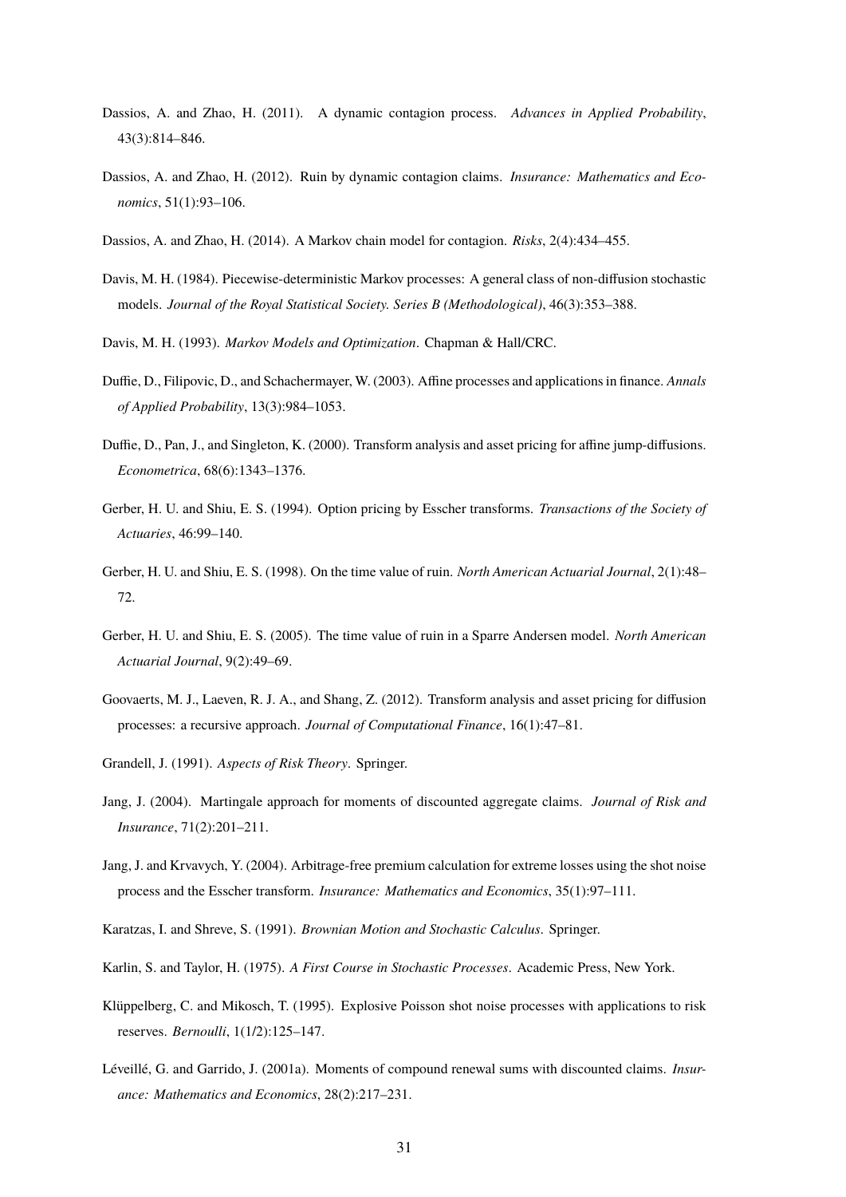Dassios, A. and Zhao, H. (2011). A dynamic contagion process. *Advances in Applied Probability*, 43(3):814–846.

Dassios, A. and Zhao, H. (2012). Ruin by dynamic contagion claims. *Insurance: Mathematics and Economics*, 51(1):93–106.

Dassios, A. and Zhao, H. (2014). A Markov chain model for contagion. *Risks*, 2(4):434–455.

Davis, M. H. (1984). Piecewise-deterministic Markov processes: A general class of non-diffusion stochastic models. *Journal of the Royal Statistical Society. Series B (Methodological)*, 46(3):353–388.

Davis, M. H. (1993). *Markov Models and Optimization*. Chapman & Hall/CRC.

Duffie, D., Filipovic, D., and Schachermayer, W. (2003). Affine processes and applications in finance. *Annals of Applied Probability*, 13(3):984–1053.

Duffie, D., Pan, J., and Singleton, K. (2000). Transform analysis and asset pricing for affine jump-diffusions. *Econometrica*, 68(6):1343–1376.

Gerber, H. U. and Shiu, E. S. (1994). Option pricing by Esscher transforms. *Transactions of the Society of Actuaries*, 46:99–140.

Gerber, H. U. and Shiu, E. S. (1998). On the time value of ruin. *North American Actuarial Journal*, 2(1):48–72.

Gerber, H. U. and Shiu, E. S. (2005). The time value of ruin in a Sparre Andersen model. *North American Actuarial Journal*, 9(2):49–69.

Goovaerts, M. J., Laeven, R. J. A., and Shang, Z. (2012). Transform analysis and asset pricing for diffusion processes: a recursive approach. *Journal of Computational Finance*, 16(1):47–81.

Grandell, J. (1991). *Aspects of Risk Theory*. Springer.

Jang, J. (2004). Martingale approach for moments of discounted aggregate claims. *Journal of Risk and Insurance*, 71(2):201–211.

Jang, J. and Krvavych, Y. (2004). Arbitrage-free premium calculation for extreme losses using the shot noise process and the Esscher transform. *Insurance: Mathematics and Economics*, 35(1):97–111.

Karatzas, I. and Shreve, S. (1991). *Brownian Motion and Stochastic Calculus*. Springer.

Karlin, S. and Taylor, H. (1975). *A First Course in Stochastic Processes*. Academic Press, New York.

Klüppelberg, C. and Mikosch, T. (1995). Explosive Poisson shot noise processes with applications to risk reserves. *Bernoulli*, 1(1/2):125–147.

Léveillé, G. and Garrido, J. (2001a). Moments of compound renewal sums with discounted claims. *Insurance: Mathematics and Economics*, 28(2):217–231.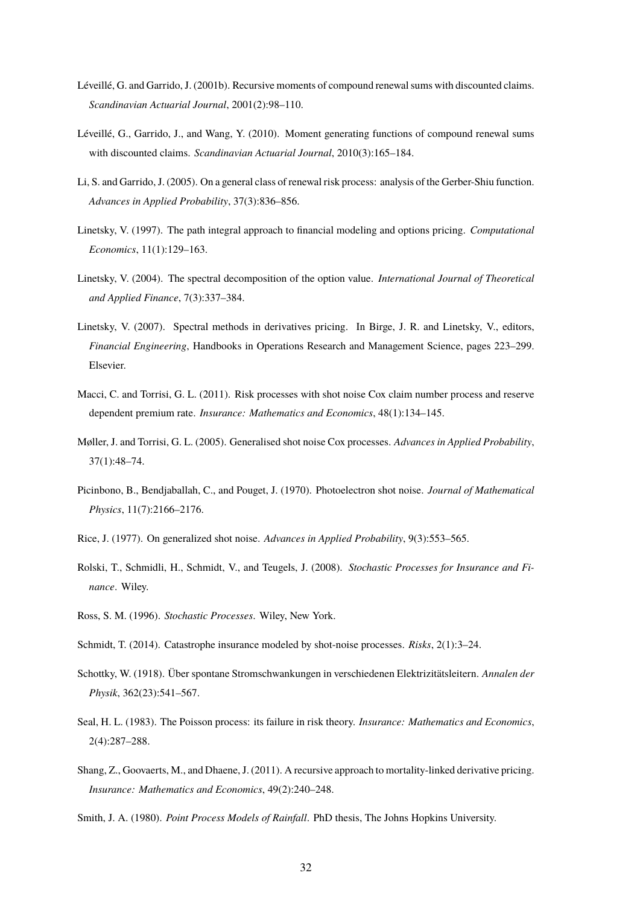Léveillé, G. and Garrido, J. (2001b). Recursive moments of compound renewal sums with discounted claims. *Scandinavian Actuarial Journal*, 2001(2):98–110.

Léveillé, G., Garrido, J., and Wang, Y. (2010). Moment generating functions of compound renewal sums with discounted claims. *Scandinavian Actuarial Journal*, 2010(3):165–184.

Li, S. and Garrido, J. (2005). On a general class of renewal risk process: analysis of the Gerber-Shiu function. *Advances in Applied Probability*, 37(3):836–856.

Linetsky, V. (1997). The path integral approach to financial modeling and options pricing. *Computational Economics*, 11(1):129–163.

Linetsky, V. (2004). The spectral decomposition of the option value. *International Journal of Theoretical and Applied Finance*, 7(3):337–384.

Linetsky, V. (2007). Spectral methods in derivatives pricing. In Birge, J. R. and Linetsky, V., editors, *Financial Engineering*, Handbooks in Operations Research and Management Science, pages 223–299. Elsevier.

Macci, C. and Torrisi, G. L. (2011). Risk processes with shot noise Cox claim number process and reserve dependent premium rate. *Insurance: Mathematics and Economics*, 48(1):134–145.

Møller, J. and Torrisi, G. L. (2005). Generalised shot noise Cox processes. *Advances in Applied Probability*, 37(1):48–74.

Picinbono, B., Bendjaballah, C., and Pouget, J. (1970). Photoelectron shot noise. *Journal of Mathematical Physics*, 11(7):2166–2176.

Rice, J. (1977). On generalized shot noise. *Advances in Applied Probability*, 9(3):553–565.

Rolski, T., Schmidli, H., Schmidt, V., and Teugels, J. (2008). *Stochastic Processes for Insurance and Finance*. Wiley.

Ross, S. M. (1996). *Stochastic Processes*. Wiley, New York.

Schmidt, T. (2014). Catastrophe insurance modeled by shot-noise processes. *Risks*, 2(1):3–24.

Schottky, W. (1918). Über spontane Stromschwankungen in verschiedenen Elektrizitätsleitern. *Annalen der Physik*, 362(23):541–567.

Seal, H. L. (1983). The Poisson process: its failure in risk theory. *Insurance: Mathematics and Economics*, 2(4):287–288.

Shang, Z., Goovaerts, M., and Dhaene, J. (2011). A recursive approach to mortality-linked derivative pricing. *Insurance: Mathematics and Economics*, 49(2):240–248.

Smith, J. A. (1980). *Point Process Models of Rainfall*. PhD thesis, The Johns Hopkins University.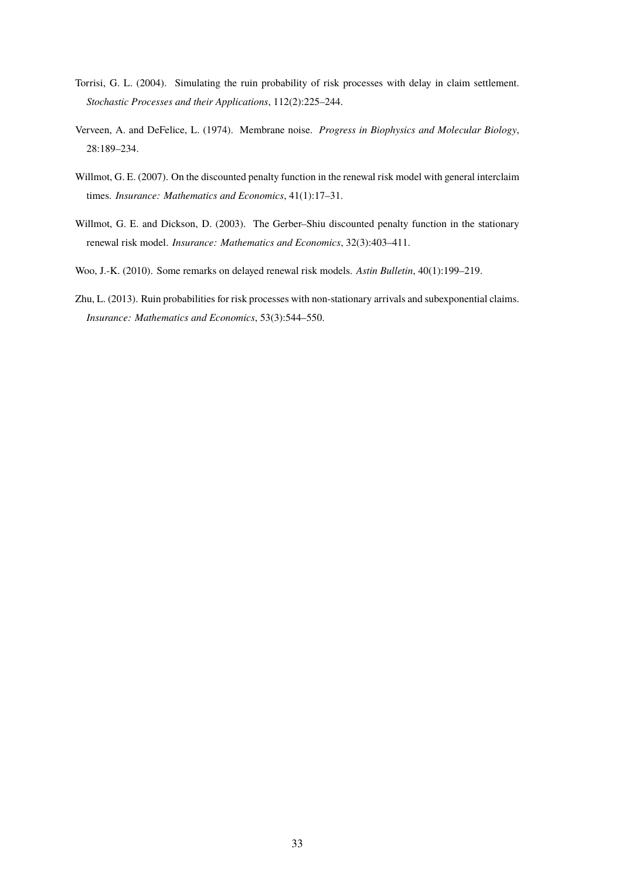Torrisi, G. L. (2004). Simulating the ruin probability of risk processes with delay in claim settlement. *Stochastic Processes and their Applications*, 112(2):225–244.

Verveen, A. and DeFelice, L. (1974). Membrane noise. *Progress in Biophysics and Molecular Biology*, 28:189–234.

Willmot, G. E. (2007). On the discounted penalty function in the renewal risk model with general interclaim times. *Insurance: Mathematics and Economics*, 41(1):17–31.

Willmot, G. E. and Dickson, D. (2003). The Gerber–Shiu discounted penalty function in the stationary renewal risk model. *Insurance: Mathematics and Economics*, 32(3):403–411.

Woo, J.-K. (2010). Some remarks on delayed renewal risk models. *Astin Bulletin*, 40(1):199–219.

Zhu, L. (2013). Ruin probabilities for risk processes with non-stationary arrivals and subexponential claims. *Insurance: Mathematics and Economics*, 53(3):544–550.